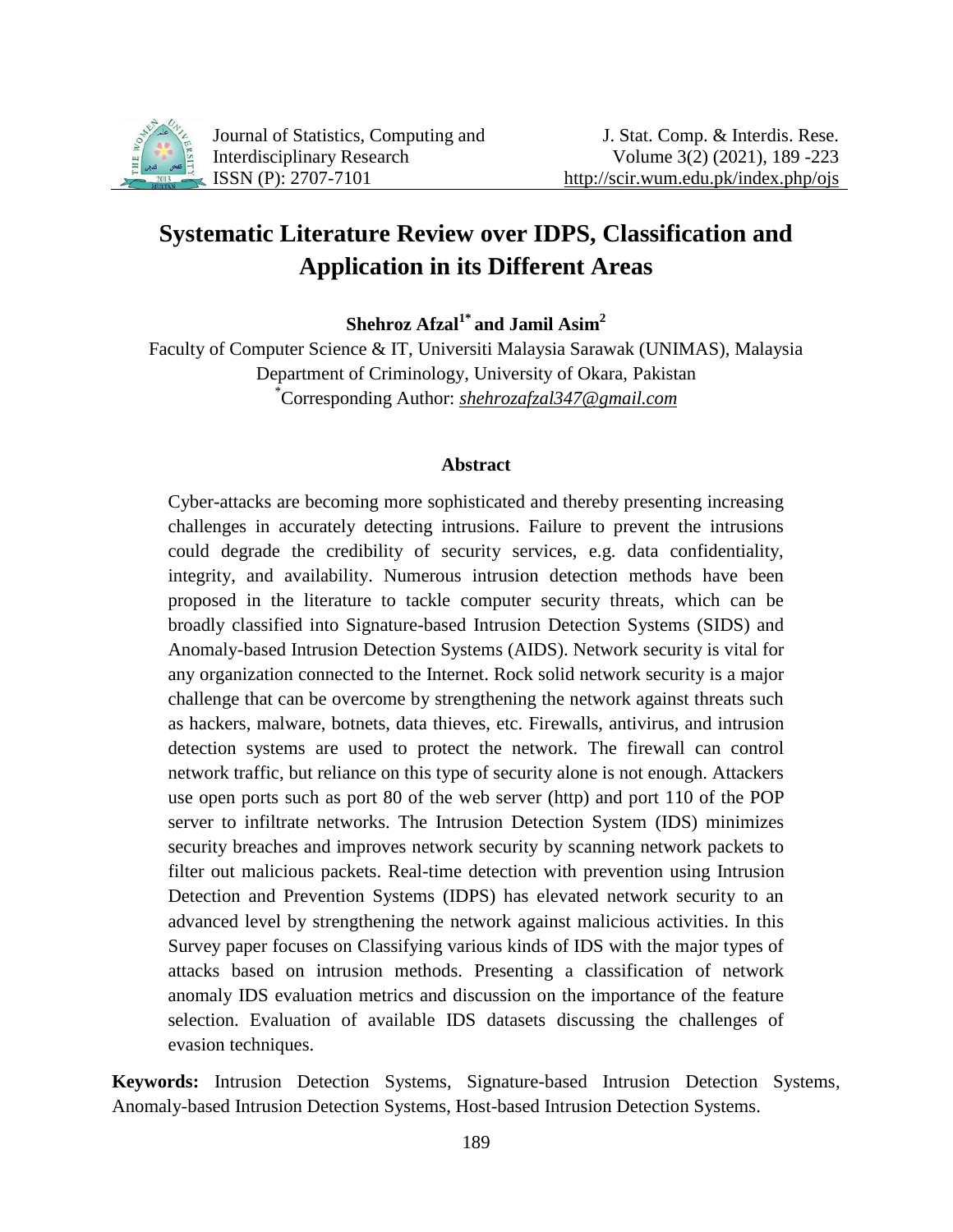# Systematic Literature Review over IDPS, Classification and Application in its Different Areas

**Shehroz Afzal[1*] and Jamil Asim[2]**

Faculty of Computer Science & IT, Universiti Malaysia Sarawak (UNIMAS), Malaysia
Department of Criminology, University of Okara, Pakistan
[*]Corresponding Author: *shehrozafzal347@gmail.com*

## Abstract

Cyber-attacks are becoming more sophisticated and thereby presenting increasing challenges in accurately detecting intrusions. Failure to prevent the intrusions could degrade the credibility of security services, e.g. data confidentiality, integrity, and availability. Numerous intrusion detection methods have been proposed in the literature to tackle computer security threats, which can be broadly classified into Signature-based Intrusion Detection Systems (SIDS) and Anomaly-based Intrusion Detection Systems (AIDS). Network security is vital for any organization connected to the Internet. Rock solid network security is a major challenge that can be overcome by strengthening the network against threats such as hackers, malware, botnets, data thieves, etc. Firewalls, antivirus, and intrusion detection systems are used to protect the network. The firewall can control network traffic, but reliance on this type of security alone is not enough. Attackers use open ports such as port 80 of the web server (http) and port 110 of the POP server to infiltrate networks. The Intrusion Detection System (IDS) minimizes security breaches and improves network security by scanning network packets to filter out malicious packets. Real-time detection with prevention using Intrusion Detection and Prevention Systems (IDPS) has elevated network security to an advanced level by strengthening the network against malicious activities. In this Survey paper focuses on Classifying various kinds of IDS with the major types of attacks based on intrusion methods. Presenting a classification of network anomaly IDS evaluation metrics and discussion on the importance of the feature selection. Evaluation of available IDS datasets discussing the challenges of evasion techniques.

**Keywords:** Intrusion Detection Systems, Signature-based Intrusion Detection Systems, Anomaly-based Intrusion Detection Systems, Host-based Intrusion Detection Systems.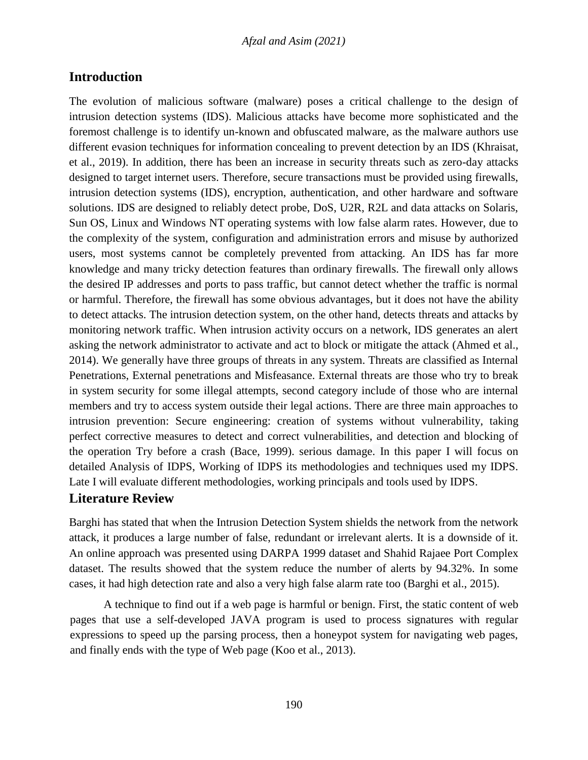## Introduction

The evolution of malicious software (malware) poses a critical challenge to the design of intrusion detection systems (IDS). Malicious attacks have become more sophisticated and the foremost challenge is to identify un-known and obfuscated malware, as the malware authors use different evasion techniques for information concealing to prevent detection by an IDS (Khraisat, et al., 2019). In addition, there has been an increase in security threats such as zero-day attacks designed to target internet users. Therefore, secure transactions must be provided using firewalls, intrusion detection systems (IDS), encryption, authentication, and other hardware and software solutions. IDS are designed to reliably detect probe, DoS, U2R, R2L and data attacks on Solaris, Sun OS, Linux and Windows NT operating systems with low false alarm rates. However, due to the complexity of the system, configuration and administration errors and misuse by authorized users, most systems cannot be completely prevented from attacking. An IDS has far more knowledge and many tricky detection features than ordinary firewalls. The firewall only allows the desired IP addresses and ports to pass traffic, but cannot detect whether the traffic is normal or harmful. Therefore, the firewall has some obvious advantages, but it does not have the ability to detect attacks. The intrusion detection system, on the other hand, detects threats and attacks by monitoring network traffic. When intrusion activity occurs on a network, IDS generates an alert asking the network administrator to activate and act to block or mitigate the attack (Ahmed et al., 2014). We generally have three groups of threats in any system. Threats are classified as Internal Penetrations, External penetrations and Misfeasance. External threats are those who try to break in system security for some illegal attempts, second category include of those who are internal members and try to access system outside their legal actions. There are three main approaches to intrusion prevention: Secure engineering: creation of systems without vulnerability, taking perfect corrective measures to detect and correct vulnerabilities, and detection and blocking of the operation Try before a crash (Bace, 1999). serious damage. In this paper I will focus on detailed Analysis of IDPS, Working of IDPS its methodologies and techniques used my IDPS. Late I will evaluate different methodologies, working principals and tools used by IDPS.

## Literature Review

Barghi has stated that when the Intrusion Detection System shields the network from the network attack, it produces a large number of false, redundant or irrelevant alerts. It is a downside of it. An online approach was presented using DARPA 1999 dataset and Shahid Rajaee Port Complex dataset. The results showed that the system reduce the number of alerts by 94.32%. In some cases, it had high detection rate and also a very high false alarm rate too (Barghi et al., 2015).

A technique to find out if a web page is harmful or benign. First, the static content of web pages that use a self-developed JAVA program is used to process signatures with regular expressions to speed up the parsing process, then a honeypot system for navigating web pages, and finally ends with the type of Web page (Koo et al., 2013).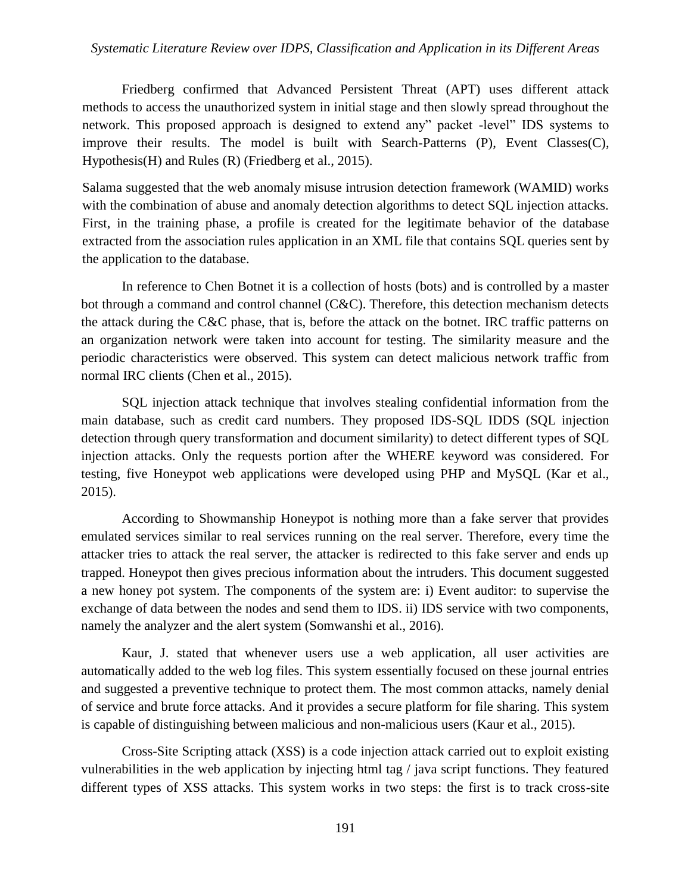Friedberg confirmed that Advanced Persistent Threat (APT) uses different attack methods to access the unauthorized system in initial stage and then slowly spread throughout the network. This proposed approach is designed to extend any" packet -level" IDS systems to improve their results. The model is built with Search-Patterns (P), Event Classes(C), Hypothesis(H) and Rules (R) (Friedberg et al., 2015).

Salama suggested that the web anomaly misuse intrusion detection framework (WAMID) works with the combination of abuse and anomaly detection algorithms to detect SQL injection attacks. First, in the training phase, a profile is created for the legitimate behavior of the database extracted from the association rules application in an XML file that contains SQL queries sent by the application to the database.

In reference to Chen Botnet it is a collection of hosts (bots) and is controlled by a master bot through a command and control channel (C&C). Therefore, this detection mechanism detects the attack during the C&C phase, that is, before the attack on the botnet. IRC traffic patterns on an organization network were taken into account for testing. The similarity measure and the periodic characteristics were observed. This system can detect malicious network traffic from normal IRC clients (Chen et al., 2015).

SQL injection attack technique that involves stealing confidential information from the main database, such as credit card numbers. They proposed IDS-SQL IDDS (SQL injection detection through query transformation and document similarity) to detect different types of SQL injection attacks. Only the requests portion after the WHERE keyword was considered. For testing, five Honeypot web applications were developed using PHP and MySQL (Kar et al., 2015).

According to Showmanship Honeypot is nothing more than a fake server that provides emulated services similar to real services running on the real server. Therefore, every time the attacker tries to attack the real server, the attacker is redirected to this fake server and ends up trapped. Honeypot then gives precious information about the intruders. This document suggested a new honey pot system. The components of the system are: i) Event auditor: to supervise the exchange of data between the nodes and send them to IDS. ii) IDS service with two components, namely the analyzer and the alert system (Somwanshi et al., 2016).

Kaur, J. stated that whenever users use a web application, all user activities are automatically added to the web log files. This system essentially focused on these journal entries and suggested a preventive technique to protect them. The most common attacks, namely denial of service and brute force attacks. And it provides a secure platform for file sharing. This system is capable of distinguishing between malicious and non-malicious users (Kaur et al., 2015).

Cross-Site Scripting attack (XSS) is a code injection attack carried out to exploit existing vulnerabilities in the web application by injecting html tag / java script functions. They featured different types of XSS attacks. This system works in two steps: the first is to track cross-site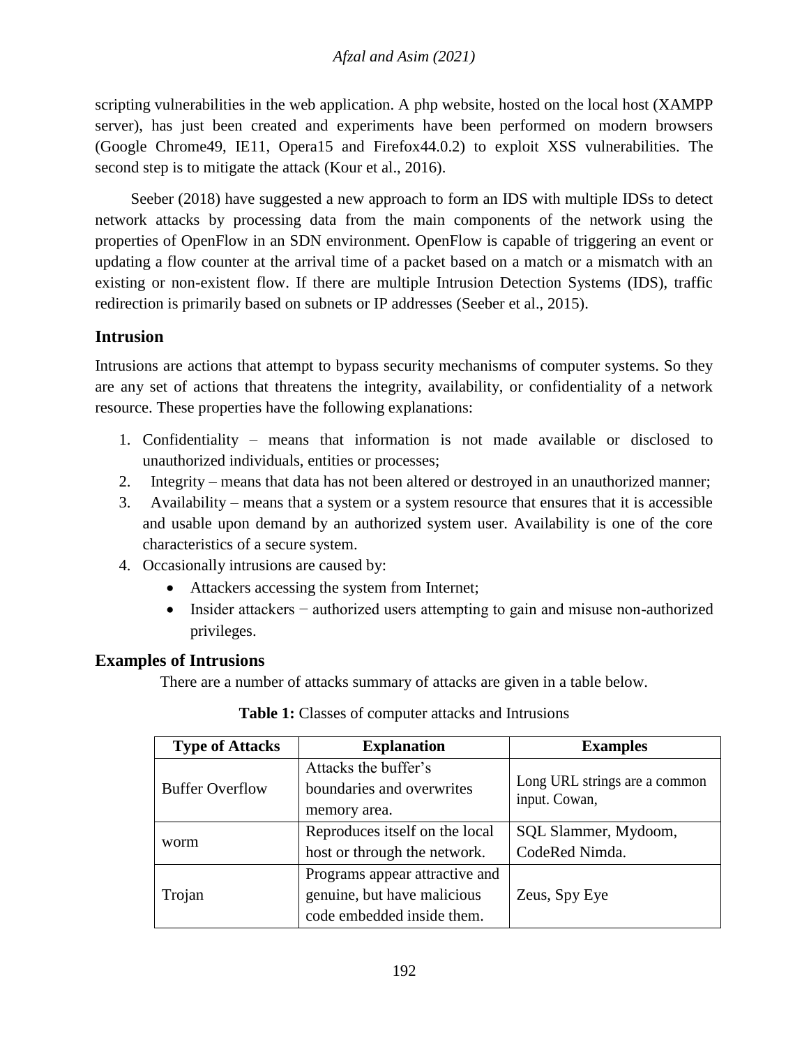scripting vulnerabilities in the web application. A php website, hosted on the local host (XAMPP server), has just been created and experiments have been performed on modern browsers (Google Chrome49, IE11, Opera15 and Firefox44.0.2) to exploit XSS vulnerabilities. The second step is to mitigate the attack (Kour et al., 2016).

Seeber (2018) have suggested a new approach to form an IDS with multiple IDSs to detect network attacks by processing data from the main components of the network using the properties of OpenFlow in an SDN environment. OpenFlow is capable of triggering an event or updating a flow counter at the arrival time of a packet based on a match or a mismatch with an existing or non-existent flow. If there are multiple Intrusion Detection Systems (IDS), traffic redirection is primarily based on subnets or IP addresses (Seeber et al., 2015).

## Intrusion

Intrusions are actions that attempt to bypass security mechanisms of computer systems. So they are any set of actions that threatens the integrity, availability, or confidentiality of a network resource. These properties have the following explanations:

1. Confidentiality – means that information is not made available or disclosed to unauthorized individuals, entities or processes;
2. Integrity – means that data has not been altered or destroyed in an unauthorized manner;
3. Availability – means that a system or a system resource that ensures that it is accessible and usable upon demand by an authorized system user. Availability is one of the core characteristics of a secure system.
4. Occasionally intrusions are caused by:
   - Attackers accessing the system from Internet;
   - Insider attackers − authorized users attempting to gain and misuse non-authorized privileges.

## Examples of Intrusions

There are a number of attacks summary of attacks are given in a table below.

**Table 1:** Classes of computer attacks and Intrusions

| Type of Attacks | Explanation | Examples |
|---|---|---|
| Buffer Overflow | Attacks the buffer's boundaries and overwrites memory area. | Long URL strings are a common input. Cowan, |
| worm | Reproduces itself on the local host or through the network. | SQL Slammer, Mydoom, CodeRed Nimda. |
| Trojan | Programs appear attractive and genuine, but have malicious code embedded inside them. | Zeus, Spy Eye |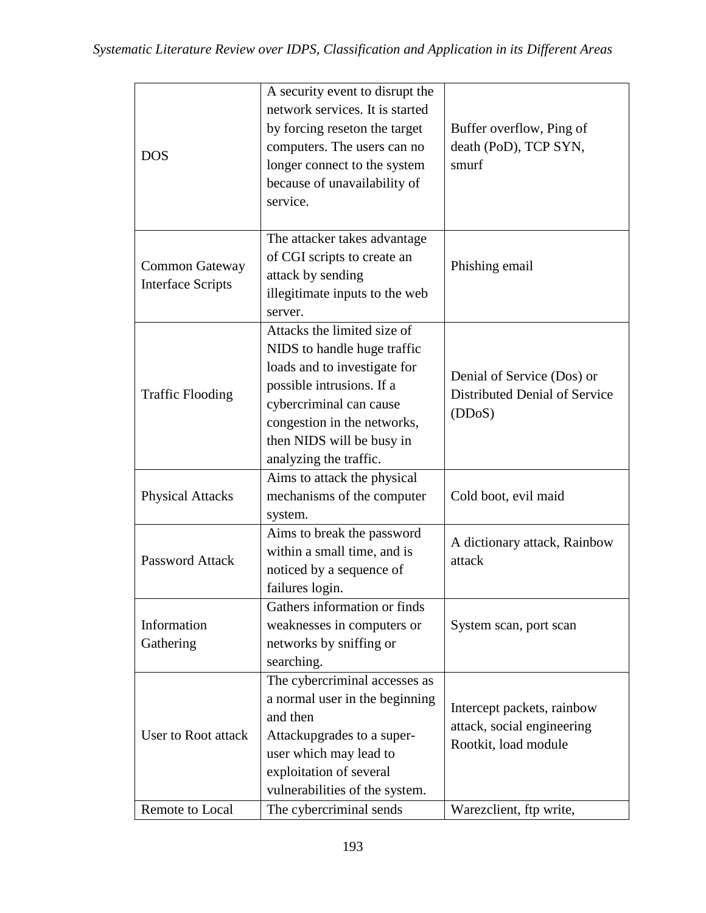| | | |
|---|---|---|
| DOS | A security event to disrupt the network services. It is started by forcing reseton the target computers. The users can no longer connect to the system because of unavailability of service. | Buffer overflow, Ping of death (PoD), TCP SYN, smurf |
| Common Gateway Interface Scripts | The attacker takes advantage of CGI scripts to create an attack by sending illegitimate inputs to the web server. | Phishing email |
| Traffic Flooding | Attacks the limited size of NIDS to handle huge traffic loads and to investigate for possible intrusions. If a cybercriminal can cause congestion in the networks, then NIDS will be busy in analyzing the traffic. | Denial of Service (Dos) or Distributed Denial of Service (DDoS) |
| Physical Attacks | Aims to attack the physical mechanisms of the computer system. | Cold boot, evil maid |
| Password Attack | Aims to break the password within a small time, and is noticed by a sequence of failures login. | A dictionary attack, Rainbow attack |
| Information Gathering | Gathers information or finds weaknesses in computers or networks by sniffing or searching. | System scan, port scan |
| User to Root attack | The cybercriminal accesses as a normal user in the beginning and then Attackupgrades to a super-user which may lead to exploitation of several vulnerabilities of the system. | Intercept packets, rainbow attack, social engineering Rootkit, load module |
| Remote to Local | The cybercriminal sends | Warezclient, ftp write, |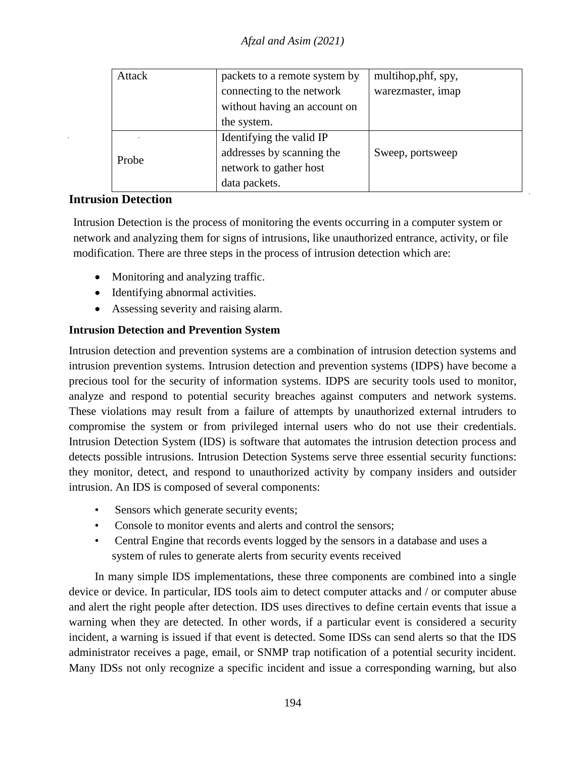| | | |
|---|---|---|
| Attack | packets to a remote system by connecting to the network without having an account on the system. | multihop,phf, spy, warezmaster, imap |
| Probe | Identifying the valid IP addresses by scanning the network to gather host data packets. | Sweep, portsweep |

## Intrusion Detection

Intrusion Detection is the process of monitoring the events occurring in a computer system or network and analyzing them for signs of intrusions, like unauthorized entrance, activity, or file modification. There are three steps in the process of intrusion detection which are:

- Monitoring and analyzing traffic.
- Identifying abnormal activities.
- Assessing severity and raising alarm.

### Intrusion Detection and Prevention System

Intrusion detection and prevention systems are a combination of intrusion detection systems and intrusion prevention systems. Intrusion detection and prevention systems (IDPS) have become a precious tool for the security of information systems. IDPS are security tools used to monitor, analyze and respond to potential security breaches against computers and network systems. These violations may result from a failure of attempts by unauthorized external intruders to compromise the system or from privileged internal users who do not use their credentials. Intrusion Detection System (IDS) is software that automates the intrusion detection process and detects possible intrusions. Intrusion Detection Systems serve three essential security functions: they monitor, detect, and respond to unauthorized activity by company insiders and outsider intrusion. An IDS is composed of several components:

- Sensors which generate security events;
- Console to monitor events and alerts and control the sensors;
- Central Engine that records events logged by the sensors in a database and uses a system of rules to generate alerts from security events received

In many simple IDS implementations, these three components are combined into a single device or device. In particular, IDS tools aim to detect computer attacks and / or computer abuse and alert the right people after detection. IDS uses directives to define certain events that issue a warning when they are detected. In other words, if a particular event is considered a security incident, a warning is issued if that event is detected. Some IDSs can send alerts so that the IDS administrator receives a page, email, or SNMP trap notification of a potential security incident. Many IDSs not only recognize a specific incident and issue a corresponding warning, but also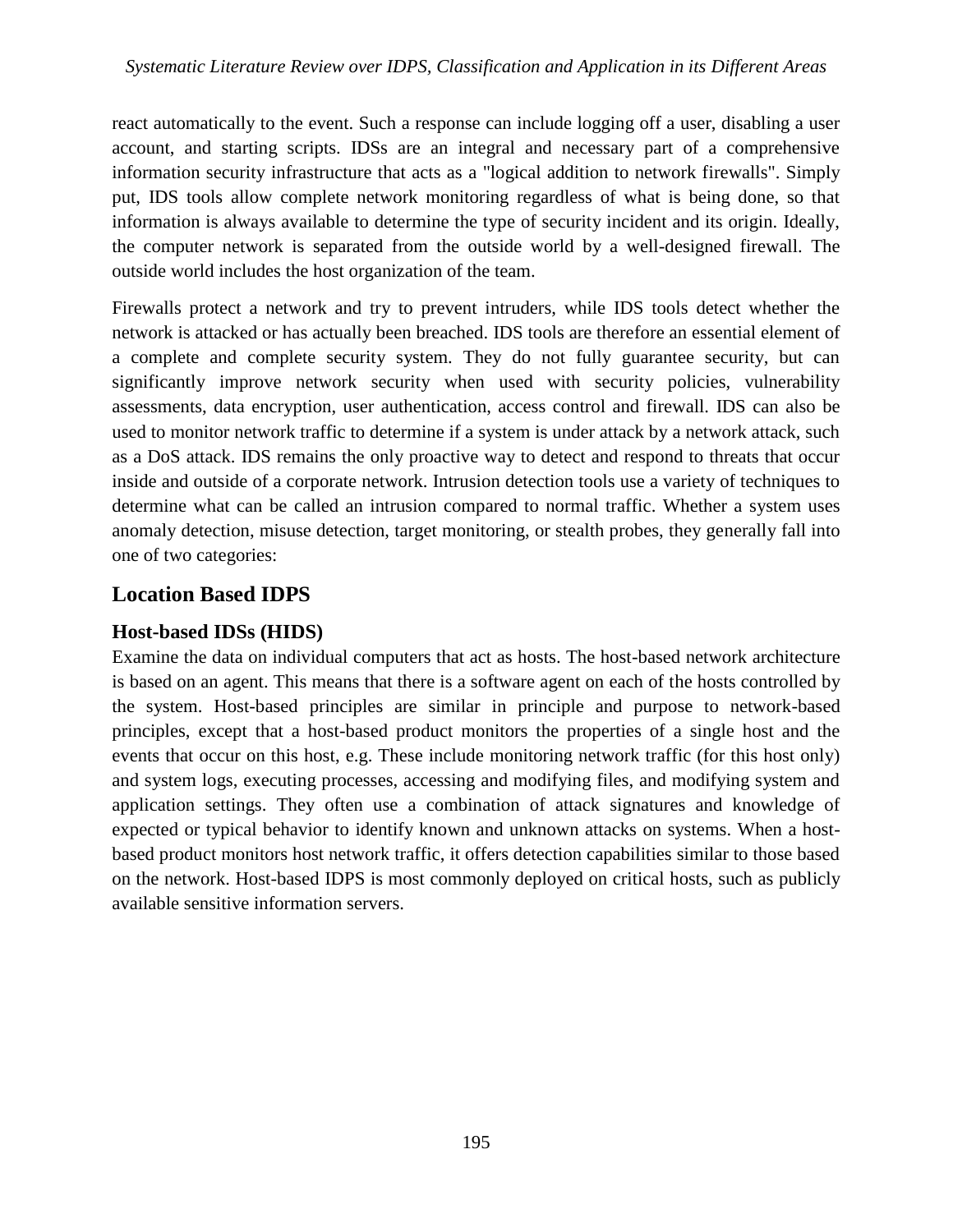react automatically to the event. Such a response can include logging off a user, disabling a user account, and starting scripts. IDSs are an integral and necessary part of a comprehensive information security infrastructure that acts as a "logical addition to network firewalls". Simply put, IDS tools allow complete network monitoring regardless of what is being done, so that information is always available to determine the type of security incident and its origin. Ideally, the computer network is separated from the outside world by a well-designed firewall. The outside world includes the host organization of the team.

Firewalls protect a network and try to prevent intruders, while IDS tools detect whether the network is attacked or has actually been breached. IDS tools are therefore an essential element of a complete and complete security system. They do not fully guarantee security, but can significantly improve network security when used with security policies, vulnerability assessments, data encryption, user authentication, access control and firewall. IDS can also be used to monitor network traffic to determine if a system is under attack by a network attack, such as a DoS attack. IDS remains the only proactive way to detect and respond to threats that occur inside and outside of a corporate network. Intrusion detection tools use a variety of techniques to determine what can be called an intrusion compared to normal traffic. Whether a system uses anomaly detection, misuse detection, target monitoring, or stealth probes, they generally fall into one of two categories:

## Location Based IDPS

### Host-based IDSs (HIDS)

Examine the data on individual computers that act as hosts. The host-based network architecture is based on an agent. This means that there is a software agent on each of the hosts controlled by the system. Host-based principles are similar in principle and purpose to network-based principles, except that a host-based product monitors the properties of a single host and the events that occur on this host, e.g. These include monitoring network traffic (for this host only) and system logs, executing processes, accessing and modifying files, and modifying system and application settings. They often use a combination of attack signatures and knowledge of expected or typical behavior to identify known and unknown attacks on systems. When a host-based product monitors host network traffic, it offers detection capabilities similar to those based on the network. Host-based IDPS is most commonly deployed on critical hosts, such as publicly available sensitive information servers.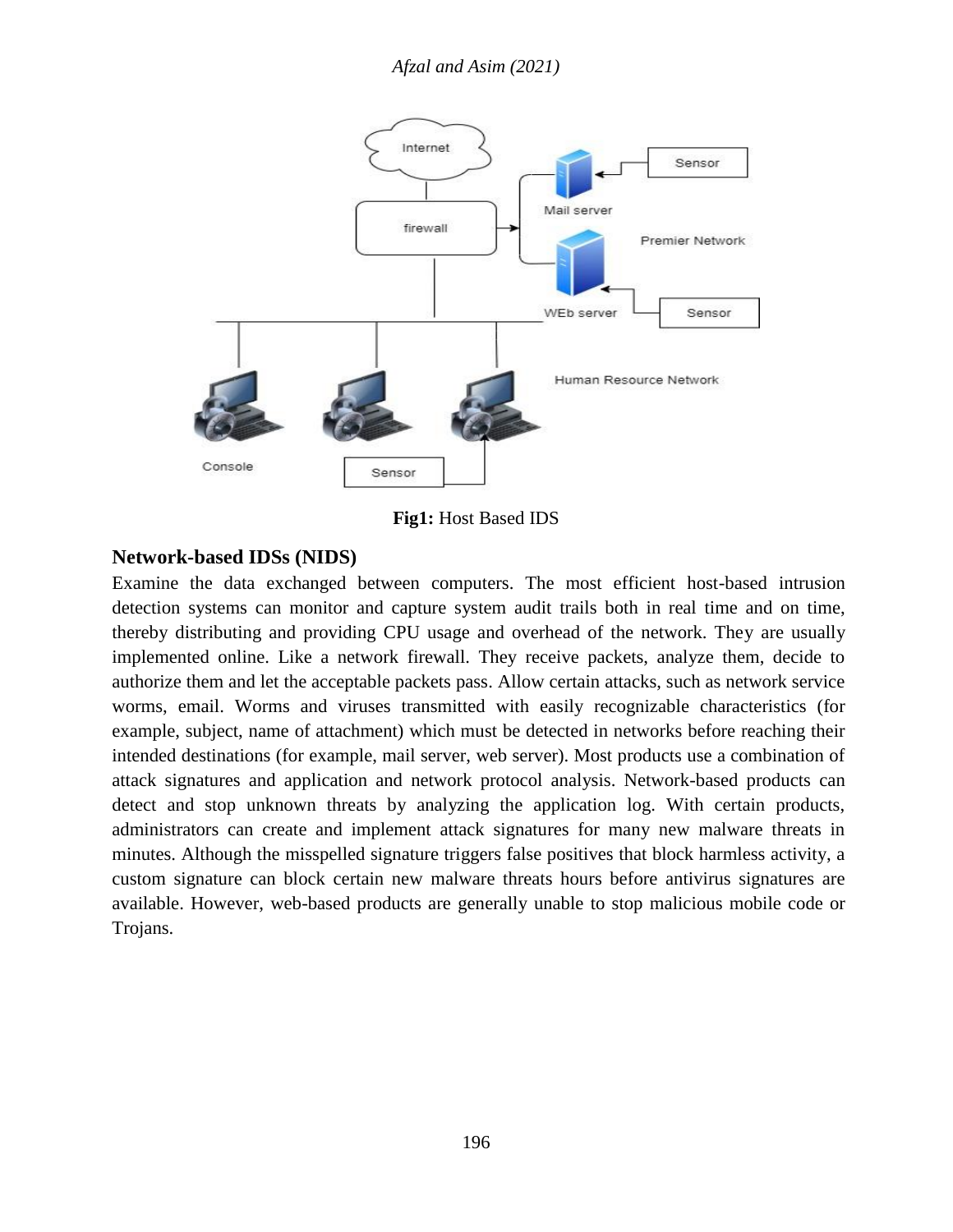**Fig1:** Host Based IDS

## Network-based IDSs (NIDS)

Examine the data exchanged between computers. The most efficient host-based intrusion detection systems can monitor and capture system audit trails both in real time and on time, thereby distributing and providing CPU usage and overhead of the network. They are usually implemented online. Like a network firewall. They receive packets, analyze them, decide to authorize them and let the acceptable packets pass. Allow certain attacks, such as network service worms, email. Worms and viruses transmitted with easily recognizable characteristics (for example, subject, name of attachment) which must be detected in networks before reaching their intended destinations (for example, mail server, web server). Most products use a combination of attack signatures and application and network protocol analysis. Network-based products can detect and stop unknown threats by analyzing the application log. With certain products, administrators can create and implement attack signatures for many new malware threats in minutes. Although the misspelled signature triggers false positives that block harmless activity, a custom signature can block certain new malware threats hours before antivirus signatures are available. However, web-based products are generally unable to stop malicious mobile code or Trojans.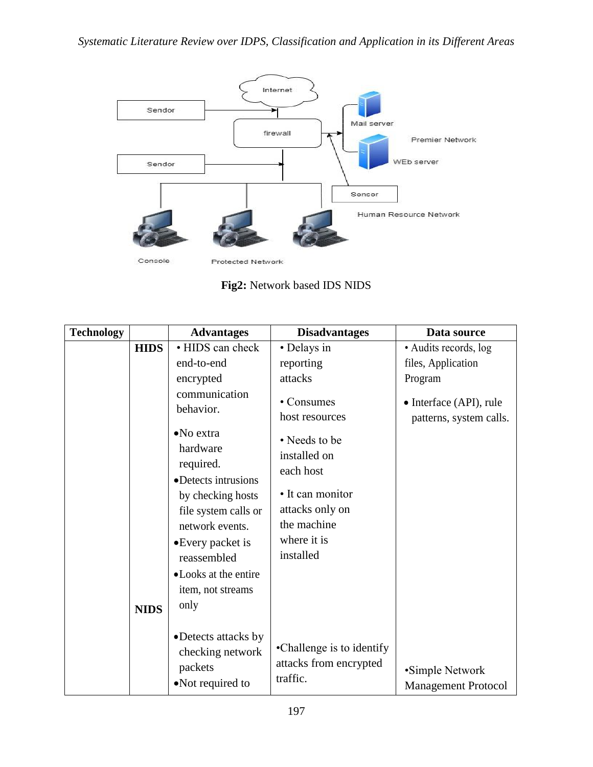Fig2: Network based IDS NIDS

| Technology | | Advantages | Disadvantages | Data source |
|---|---|---|---|---|
| | HIDS | • HIDS can check end-to-end encrypted communication behavior. •No extra hardware required. •Detects intrusions by checking hosts file system calls or network events. •Every packet is reassembled •Looks at the entire item, not streams only | • Delays in reporting attacks • Consumes host resources • Needs to be installed on each host • It can monitor attacks only on the machine where it is installed | • Audits records, log files, Application Program • Interface (API), rule patterns, system calls. |
| | NIDS | •Detects attacks by checking network packets •Not required to | •Challenge is to identify attacks from encrypted traffic. | •Simple Network Management Protocol |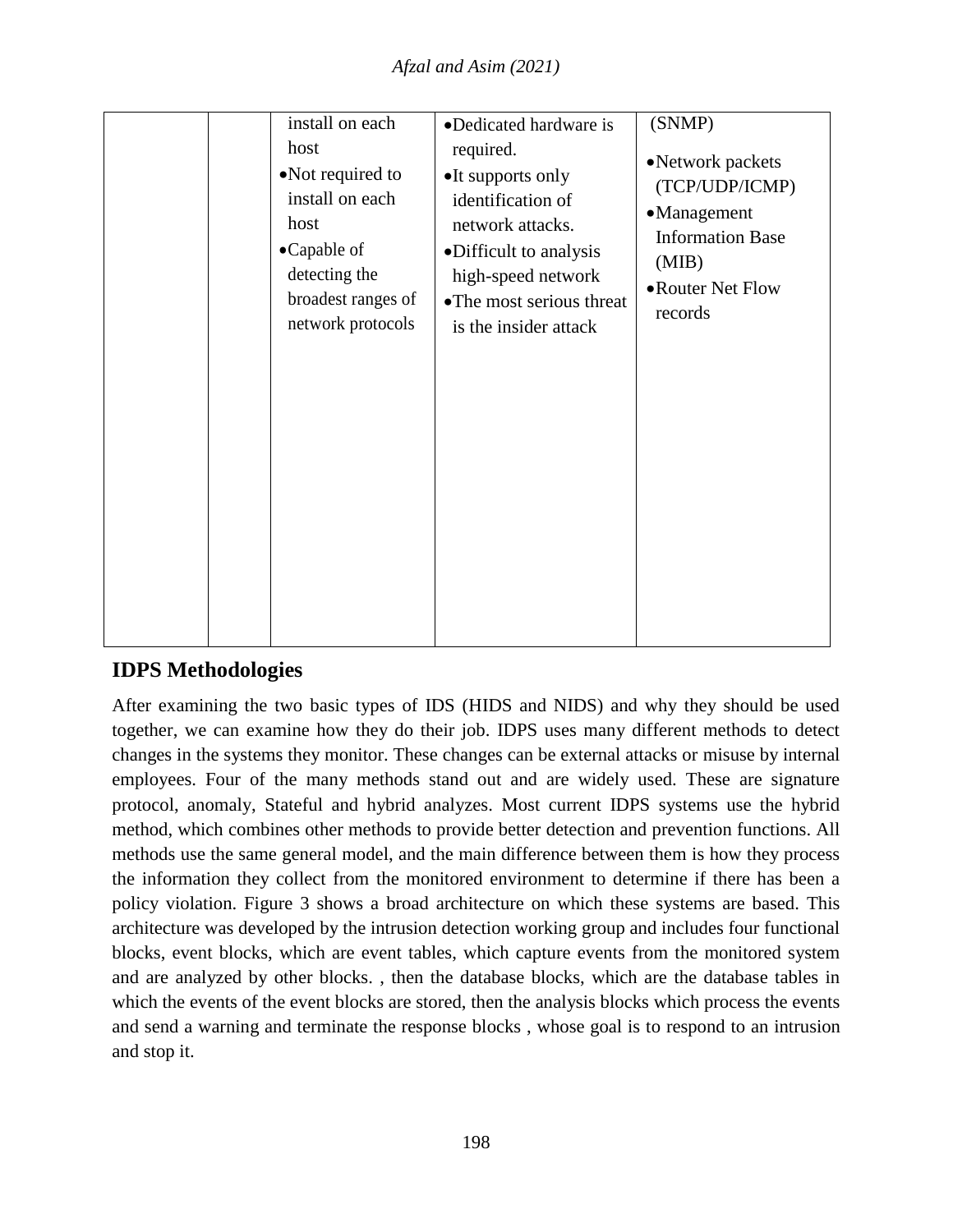| | | install on each host<br>• Not required to install on each host<br>• Capable of detecting the broadest ranges of network protocols | • Dedicated hardware is required.<br>• It supports only identification of network attacks.<br>• Difficult to analysis high-speed network<br>• The most serious threat is the insider attack | (SNMP)<br>• Network packets (TCP/UDP/ICMP)<br>• Management Information Base (MIB)<br>• Router Net Flow records |
|---|---|---|---|---|

## IDPS Methodologies

After examining the two basic types of IDS (HIDS and NIDS) and why they should be used together, we can examine how they do their job. IDPS uses many different methods to detect changes in the systems they monitor. These changes can be external attacks or misuse by internal employees. Four of the many methods stand out and are widely used. These are signature protocol, anomaly, Stateful and hybrid analyzes. Most current IDPS systems use the hybrid method, which combines other methods to provide better detection and prevention functions. All methods use the same general model, and the main difference between them is how they process the information they collect from the monitored environment to determine if there has been a policy violation. Figure 3 shows a broad architecture on which these systems are based. This architecture was developed by the intrusion detection working group and includes four functional blocks, event blocks, which are event tables, which capture events from the monitored system and are analyzed by other blocks. , then the database blocks, which are the database tables in which the events of the event blocks are stored, then the analysis blocks which process the events and send a warning and terminate the response blocks , whose goal is to respond to an intrusion and stop it.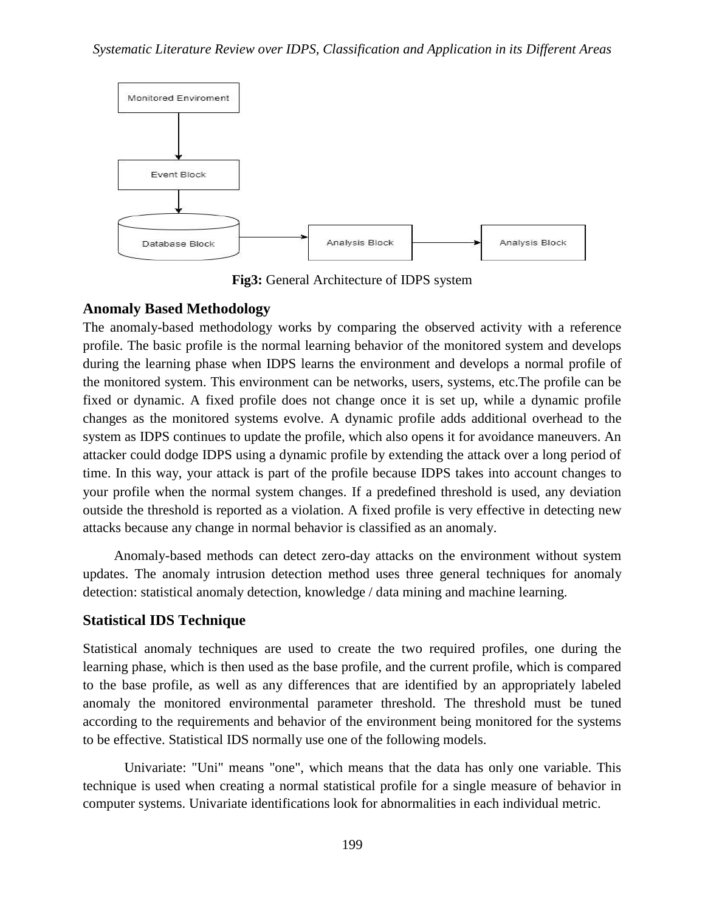Fig3: General Architecture of IDPS system

## Anomaly Based Methodology

The anomaly-based methodology works by comparing the observed activity with a reference profile. The basic profile is the normal learning behavior of the monitored system and develops during the learning phase when IDPS learns the environment and develops a normal profile of the monitored system. This environment can be networks, users, systems, etc.The profile can be fixed or dynamic. A fixed profile does not change once it is set up, while a dynamic profile changes as the monitored systems evolve. A dynamic profile adds additional overhead to the system as IDPS continues to update the profile, which also opens it for avoidance maneuvers. An attacker could dodge IDPS using a dynamic profile by extending the attack over a long period of time. In this way, your attack is part of the profile because IDPS takes into account changes to your profile when the normal system changes. If a predefined threshold is used, any deviation outside the threshold is reported as a violation. A fixed profile is very effective in detecting new attacks because any change in normal behavior is classified as an anomaly.

Anomaly-based methods can detect zero-day attacks on the environment without system updates. The anomaly intrusion detection method uses three general techniques for anomaly detection: statistical anomaly detection, knowledge / data mining and machine learning.

## Statistical IDS Technique

Statistical anomaly techniques are used to create the two required profiles, one during the learning phase, which is then used as the base profile, and the current profile, which is compared to the base profile, as well as any differences that are identified by an appropriately labeled anomaly the monitored environmental parameter threshold. The threshold must be tuned according to the requirements and behavior of the environment being monitored for the systems to be effective. Statistical IDS normally use one of the following models.

Univariate: "Uni" means "one", which means that the data has only one variable. This technique is used when creating a normal statistical profile for a single measure of behavior in computer systems. Univariate identifications look for abnormalities in each individual metric.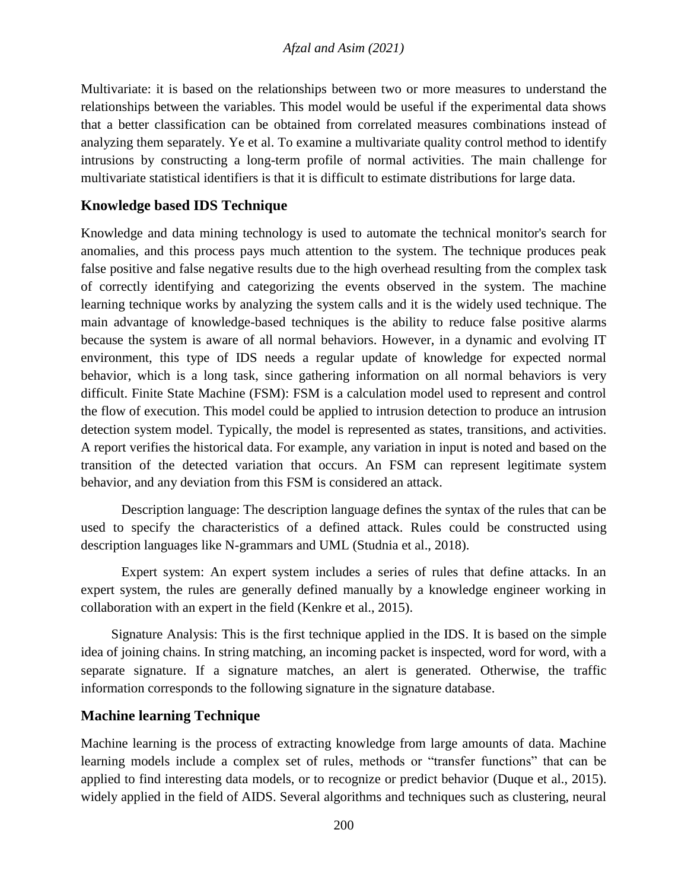Multivariate: it is based on the relationships between two or more measures to understand the relationships between the variables. This model would be useful if the experimental data shows that a better classification can be obtained from correlated measures combinations instead of analyzing them separately. Ye et al. To examine a multivariate quality control method to identify intrusions by constructing a long-term profile of normal activities. The main challenge for multivariate statistical identifiers is that it is difficult to estimate distributions for large data.

## Knowledge based IDS Technique

Knowledge and data mining technology is used to automate the technical monitor's search for anomalies, and this process pays much attention to the system. The technique produces peak false positive and false negative results due to the high overhead resulting from the complex task of correctly identifying and categorizing the events observed in the system. The machine learning technique works by analyzing the system calls and it is the widely used technique. The main advantage of knowledge-based techniques is the ability to reduce false positive alarms because the system is aware of all normal behaviors. However, in a dynamic and evolving IT environment, this type of IDS needs a regular update of knowledge for expected normal behavior, which is a long task, since gathering information on all normal behaviors is very difficult. Finite State Machine (FSM): FSM is a calculation model used to represent and control the flow of execution. This model could be applied to intrusion detection to produce an intrusion detection system model. Typically, the model is represented as states, transitions, and activities. A report verifies the historical data. For example, any variation in input is noted and based on the transition of the detected variation that occurs. An FSM can represent legitimate system behavior, and any deviation from this FSM is considered an attack.

Description language: The description language defines the syntax of the rules that can be used to specify the characteristics of a defined attack. Rules could be constructed using description languages like N-grammars and UML (Studnia et al., 2018).

Expert system: An expert system includes a series of rules that define attacks. In an expert system, the rules are generally defined manually by a knowledge engineer working in collaboration with an expert in the field (Kenkre et al., 2015).

Signature Analysis: This is the first technique applied in the IDS. It is based on the simple idea of joining chains. In string matching, an incoming packet is inspected, word for word, with a separate signature. If a signature matches, an alert is generated. Otherwise, the traffic information corresponds to the following signature in the signature database.

## Machine learning Technique

Machine learning is the process of extracting knowledge from large amounts of data. Machine learning models include a complex set of rules, methods or "transfer functions" that can be applied to find interesting data models, or to recognize or predict behavior (Duque et al., 2015). widely applied in the field of AIDS. Several algorithms and techniques such as clustering, neural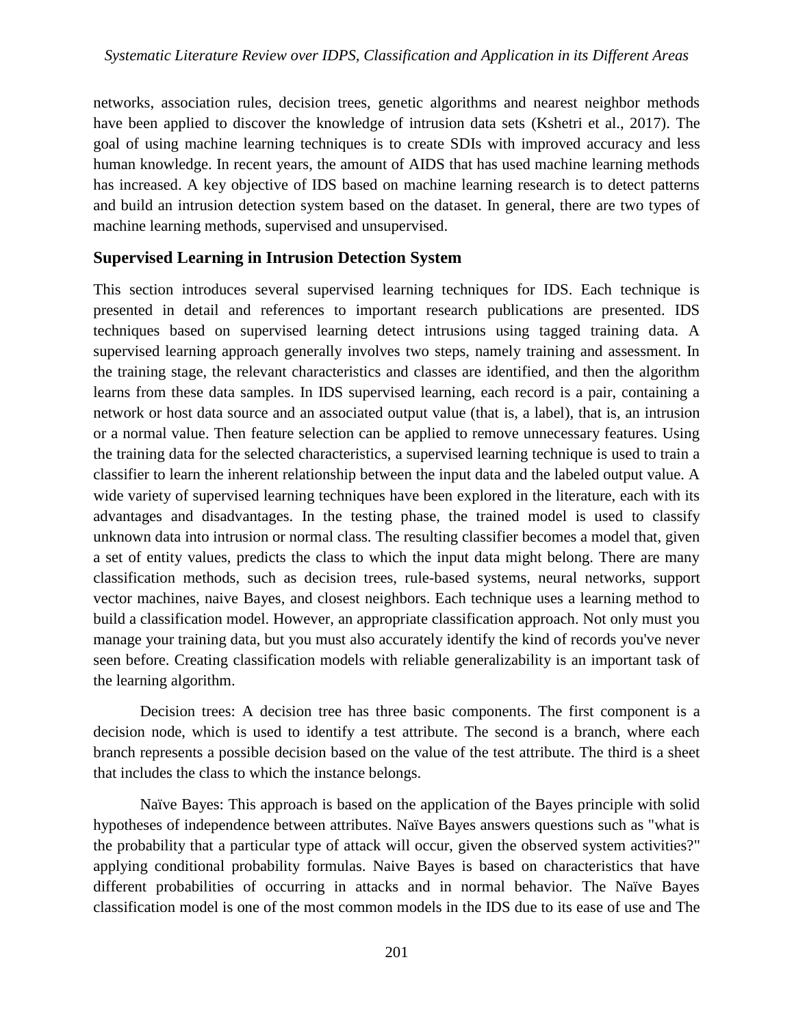networks, association rules, decision trees, genetic algorithms and nearest neighbor methods have been applied to discover the knowledge of intrusion data sets (Kshetri et al., 2017). The goal of using machine learning techniques is to create SDIs with improved accuracy and less human knowledge. In recent years, the amount of AIDS that has used machine learning methods has increased. A key objective of IDS based on machine learning research is to detect patterns and build an intrusion detection system based on the dataset. In general, there are two types of machine learning methods, supervised and unsupervised.

## Supervised Learning in Intrusion Detection System

This section introduces several supervised learning techniques for IDS. Each technique is presented in detail and references to important research publications are presented. IDS techniques based on supervised learning detect intrusions using tagged training data. A supervised learning approach generally involves two steps, namely training and assessment. In the training stage, the relevant characteristics and classes are identified, and then the algorithm learns from these data samples. In IDS supervised learning, each record is a pair, containing a network or host data source and an associated output value (that is, a label), that is, an intrusion or a normal value. Then feature selection can be applied to remove unnecessary features. Using the training data for the selected characteristics, a supervised learning technique is used to train a classifier to learn the inherent relationship between the input data and the labeled output value. A wide variety of supervised learning techniques have been explored in the literature, each with its advantages and disadvantages. In the testing phase, the trained model is used to classify unknown data into intrusion or normal class. The resulting classifier becomes a model that, given a set of entity values, predicts the class to which the input data might belong. There are many classification methods, such as decision trees, rule-based systems, neural networks, support vector machines, naive Bayes, and closest neighbors. Each technique uses a learning method to build a classification model. However, an appropriate classification approach. Not only must you manage your training data, but you must also accurately identify the kind of records you've never seen before. Creating classification models with reliable generalizability is an important task of the learning algorithm.

Decision trees: A decision tree has three basic components. The first component is a decision node, which is used to identify a test attribute. The second is a branch, where each branch represents a possible decision based on the value of the test attribute. The third is a sheet that includes the class to which the instance belongs.

Naïve Bayes: This approach is based on the application of the Bayes principle with solid hypotheses of independence between attributes. Naïve Bayes answers questions such as "what is the probability that a particular type of attack will occur, given the observed system activities?" applying conditional probability formulas. Naive Bayes is based on characteristics that have different probabilities of occurring in attacks and in normal behavior. The Naïve Bayes classification model is one of the most common models in the IDS due to its ease of use and The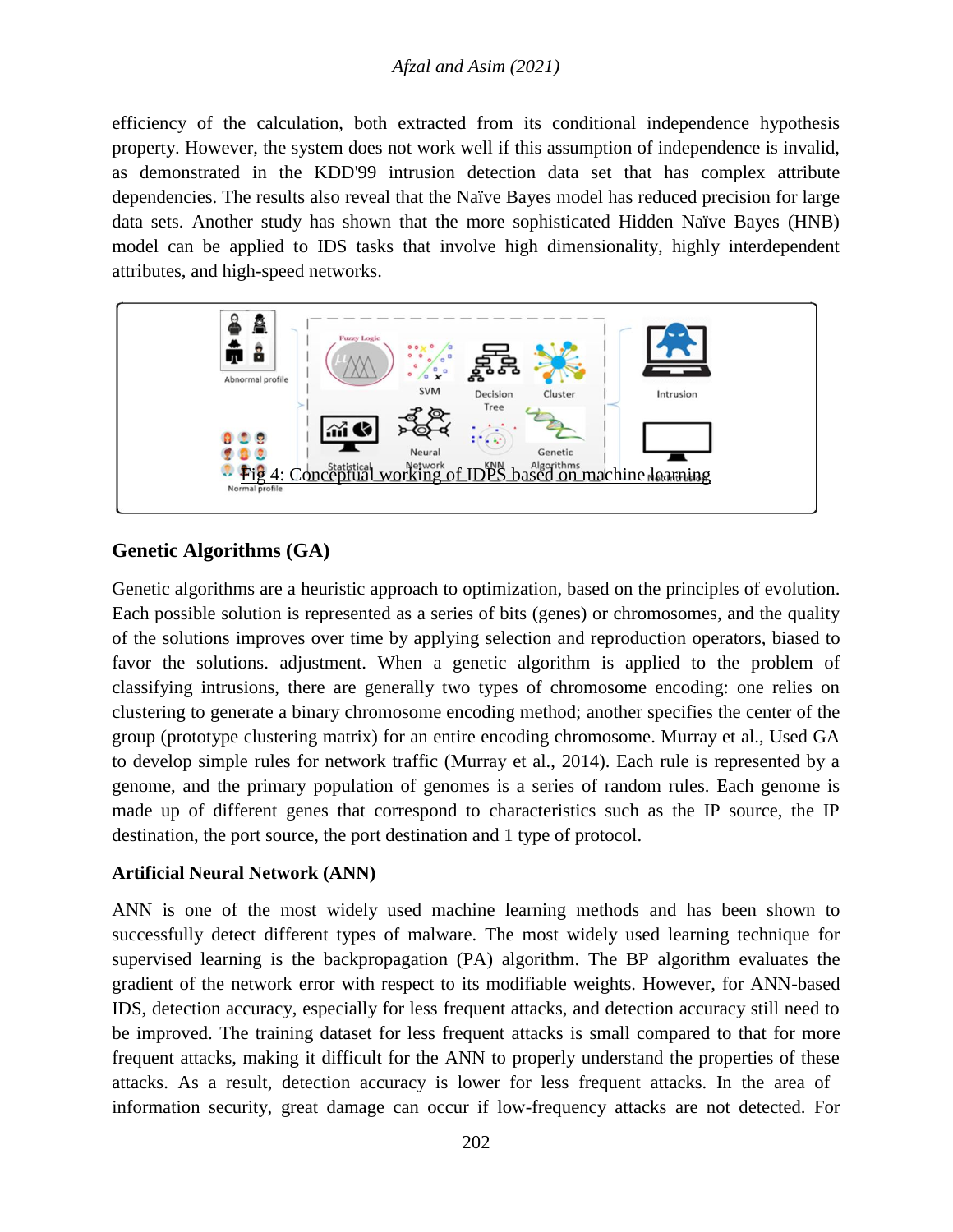efficiency of the calculation, both extracted from its conditional independence hypothesis property. However, the system does not work well if this assumption of independence is invalid, as demonstrated in the KDD'99 intrusion detection data set that has complex attribute dependencies. The results also reveal that the Naïve Bayes model has reduced precision for large data sets. Another study has shown that the more sophisticated Hidden Naïve Bayes (HNB) model can be applied to IDS tasks that involve high dimensionality, highly interdependent attributes, and high-speed networks.

Fig 4: Conceptual working of IDPS based on machine learning

## Genetic Algorithms (GA)

Genetic algorithms are a heuristic approach to optimization, based on the principles of evolution. Each possible solution is represented as a series of bits (genes) or chromosomes, and the quality of the solutions improves over time by applying selection and reproduction operators, biased to favor the solutions. adjustment. When a genetic algorithm is applied to the problem of classifying intrusions, there are generally two types of chromosome encoding: one relies on clustering to generate a binary chromosome encoding method; another specifies the center of the group (prototype clustering matrix) for an entire encoding chromosome. Murray et al., Used GA to develop simple rules for network traffic (Murray et al., 2014). Each rule is represented by a genome, and the primary population of genomes is a series of random rules. Each genome is made up of different genes that correspond to characteristics such as the IP source, the IP destination, the port source, the port destination and 1 type of protocol.

### Artificial Neural Network (ANN)

ANN is one of the most widely used machine learning methods and has been shown to successfully detect different types of malware. The most widely used learning technique for supervised learning is the backpropagation (PA) algorithm. The BP algorithm evaluates the gradient of the network error with respect to its modifiable weights. However, for ANN-based IDS, detection accuracy, especially for less frequent attacks, and detection accuracy still need to be improved. The training dataset for less frequent attacks is small compared to that for more frequent attacks, making it difficult for the ANN to properly understand the properties of these attacks. As a result, detection accuracy is lower for less frequent attacks. In the area of information security, great damage can occur if low-frequency attacks are not detected. For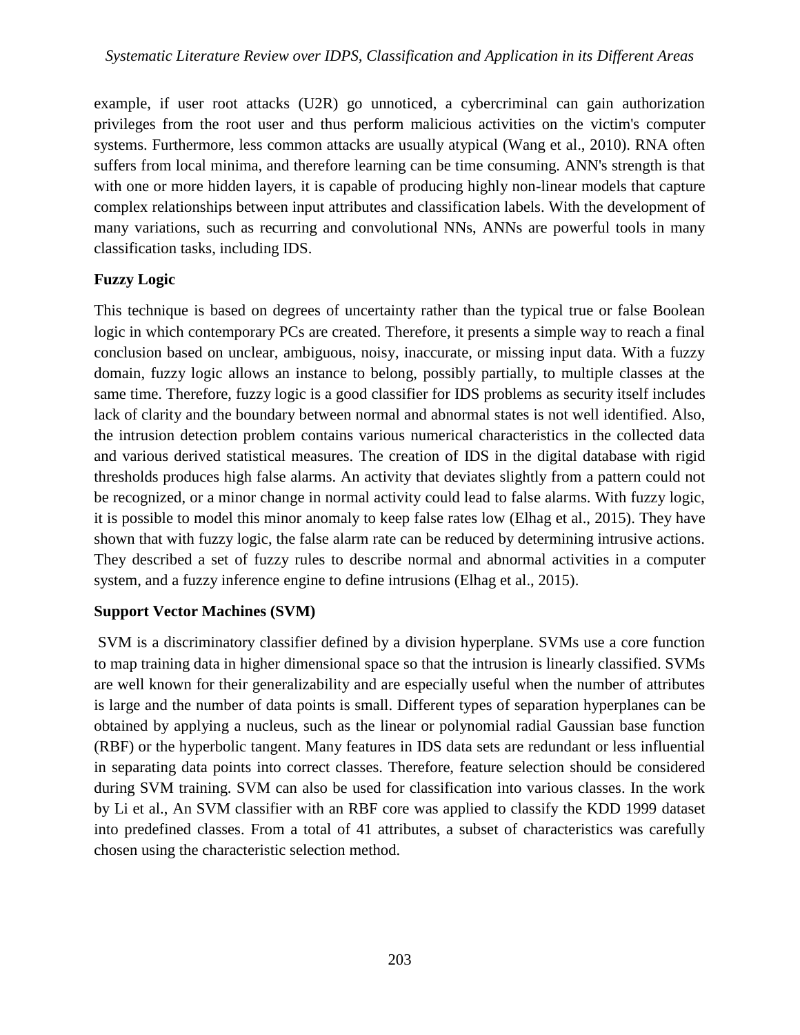example, if user root attacks (U2R) go unnoticed, a cybercriminal can gain authorization privileges from the root user and thus perform malicious activities on the victim's computer systems. Furthermore, less common attacks are usually atypical (Wang et al., 2010). RNA often suffers from local minima, and therefore learning can be time consuming. ANN's strength is that with one or more hidden layers, it is capable of producing highly non-linear models that capture complex relationships between input attributes and classification labels. With the development of many variations, such as recurring and convolutional NNs, ANNs are powerful tools in many classification tasks, including IDS.

**Fuzzy Logic**

This technique is based on degrees of uncertainty rather than the typical true or false Boolean logic in which contemporary PCs are created. Therefore, it presents a simple way to reach a final conclusion based on unclear, ambiguous, noisy, inaccurate, or missing input data. With a fuzzy domain, fuzzy logic allows an instance to belong, possibly partially, to multiple classes at the same time. Therefore, fuzzy logic is a good classifier for IDS problems as security itself includes lack of clarity and the boundary between normal and abnormal states is not well identified. Also, the intrusion detection problem contains various numerical characteristics in the collected data and various derived statistical measures. The creation of IDS in the digital database with rigid thresholds produces high false alarms. An activity that deviates slightly from a pattern could not be recognized, or a minor change in normal activity could lead to false alarms. With fuzzy logic, it is possible to model this minor anomaly to keep false rates low (Elhag et al., 2015). They have shown that with fuzzy logic, the false alarm rate can be reduced by determining intrusive actions. They described a set of fuzzy rules to describe normal and abnormal activities in a computer system, and a fuzzy inference engine to define intrusions (Elhag et al., 2015).

**Support Vector Machines (SVM)**

SVM is a discriminatory classifier defined by a division hyperplane. SVMs use a core function to map training data in higher dimensional space so that the intrusion is linearly classified. SVMs are well known for their generalizability and are especially useful when the number of attributes is large and the number of data points is small. Different types of separation hyperplanes can be obtained by applying a nucleus, such as the linear or polynomial radial Gaussian base function (RBF) or the hyperbolic tangent. Many features in IDS data sets are redundant or less influential in separating data points into correct classes. Therefore, feature selection should be considered during SVM training. SVM can also be used for classification into various classes. In the work by Li et al., An SVM classifier with an RBF core was applied to classify the KDD 1999 dataset into predefined classes. From a total of 41 attributes, a subset of characteristics was carefully chosen using the characteristic selection method.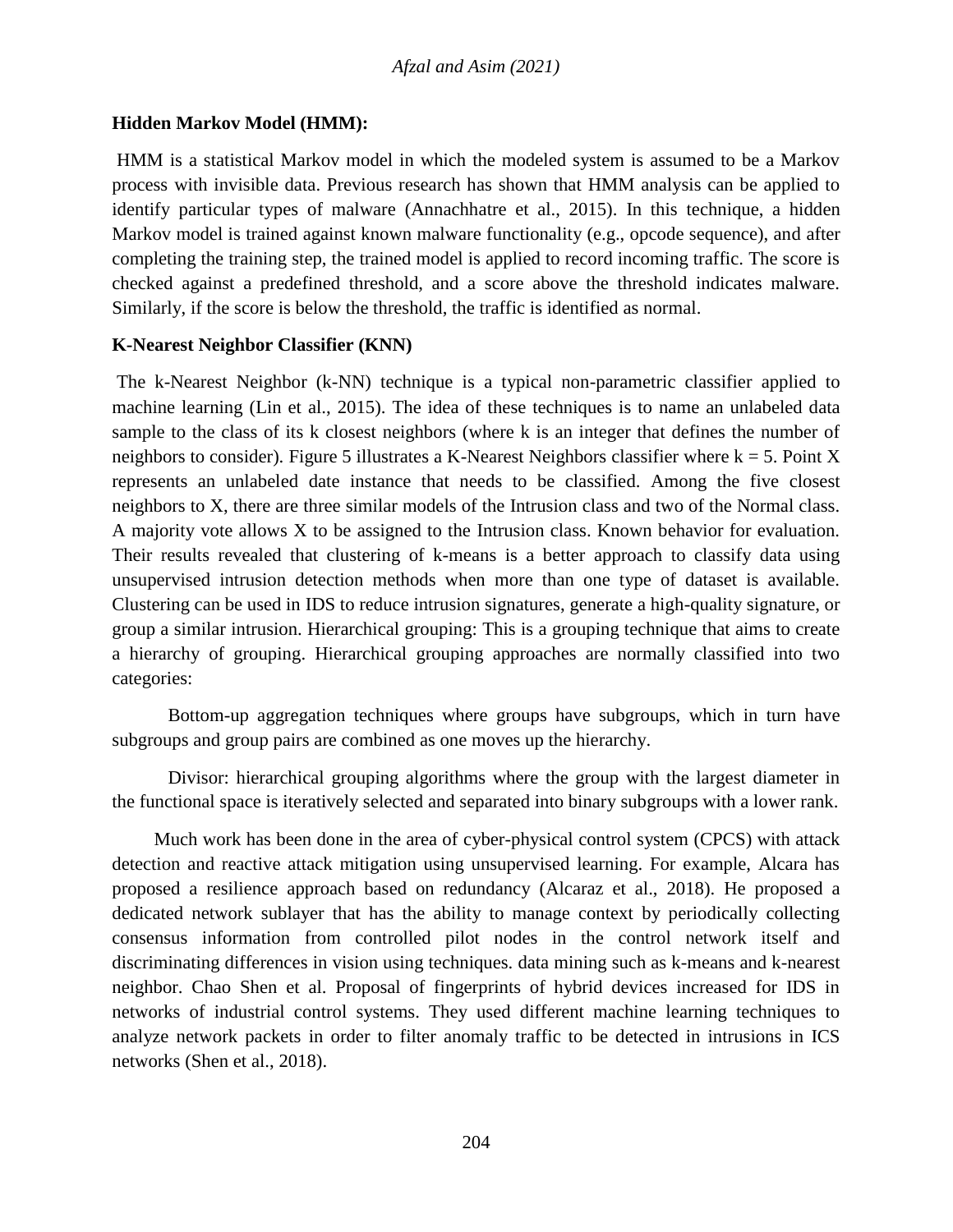**Hidden Markov Model (HMM):**

HMM is a statistical Markov model in which the modeled system is assumed to be a Markov process with invisible data. Previous research has shown that HMM analysis can be applied to identify particular types of malware (Annachhatre et al., 2015). In this technique, a hidden Markov model is trained against known malware functionality (e.g., opcode sequence), and after completing the training step, the trained model is applied to record incoming traffic. The score is checked against a predefined threshold, and a score above the threshold indicates malware. Similarly, if the score is below the threshold, the traffic is identified as normal.

**K-Nearest Neighbor Classifier (KNN)**

The k-Nearest Neighbor (k-NN) technique is a typical non-parametric classifier applied to machine learning (Lin et al., 2015). The idea of these techniques is to name an unlabeled data sample to the class of its k closest neighbors (where k is an integer that defines the number of neighbors to consider). Figure 5 illustrates a K-Nearest Neighbors classifier where k = 5. Point X represents an unlabeled date instance that needs to be classified. Among the five closest neighbors to X, there are three similar models of the Intrusion class and two of the Normal class. A majority vote allows X to be assigned to the Intrusion class. Known behavior for evaluation. Their results revealed that clustering of k-means is a better approach to classify data using unsupervised intrusion detection methods when more than one type of dataset is available. Clustering can be used in IDS to reduce intrusion signatures, generate a high-quality signature, or group a similar intrusion. Hierarchical grouping: This is a grouping technique that aims to create a hierarchy of grouping. Hierarchical grouping approaches are normally classified into two categories:

Bottom-up aggregation techniques where groups have subgroups, which in turn have subgroups and group pairs are combined as one moves up the hierarchy.

Divisor: hierarchical grouping algorithms where the group with the largest diameter in the functional space is iteratively selected and separated into binary subgroups with a lower rank.

Much work has been done in the area of cyber-physical control system (CPCS) with attack detection and reactive attack mitigation using unsupervised learning. For example, Alcara has proposed a resilience approach based on redundancy (Alcaraz et al., 2018). He proposed a dedicated network sublayer that has the ability to manage context by periodically collecting consensus information from controlled pilot nodes in the control network itself and discriminating differences in vision using techniques. data mining such as k-means and k-nearest neighbor. Chao Shen et al. Proposal of fingerprints of hybrid devices increased for IDS in networks of industrial control systems. They used different machine learning techniques to analyze network packets in order to filter anomaly traffic to be detected in intrusions in ICS networks (Shen et al., 2018).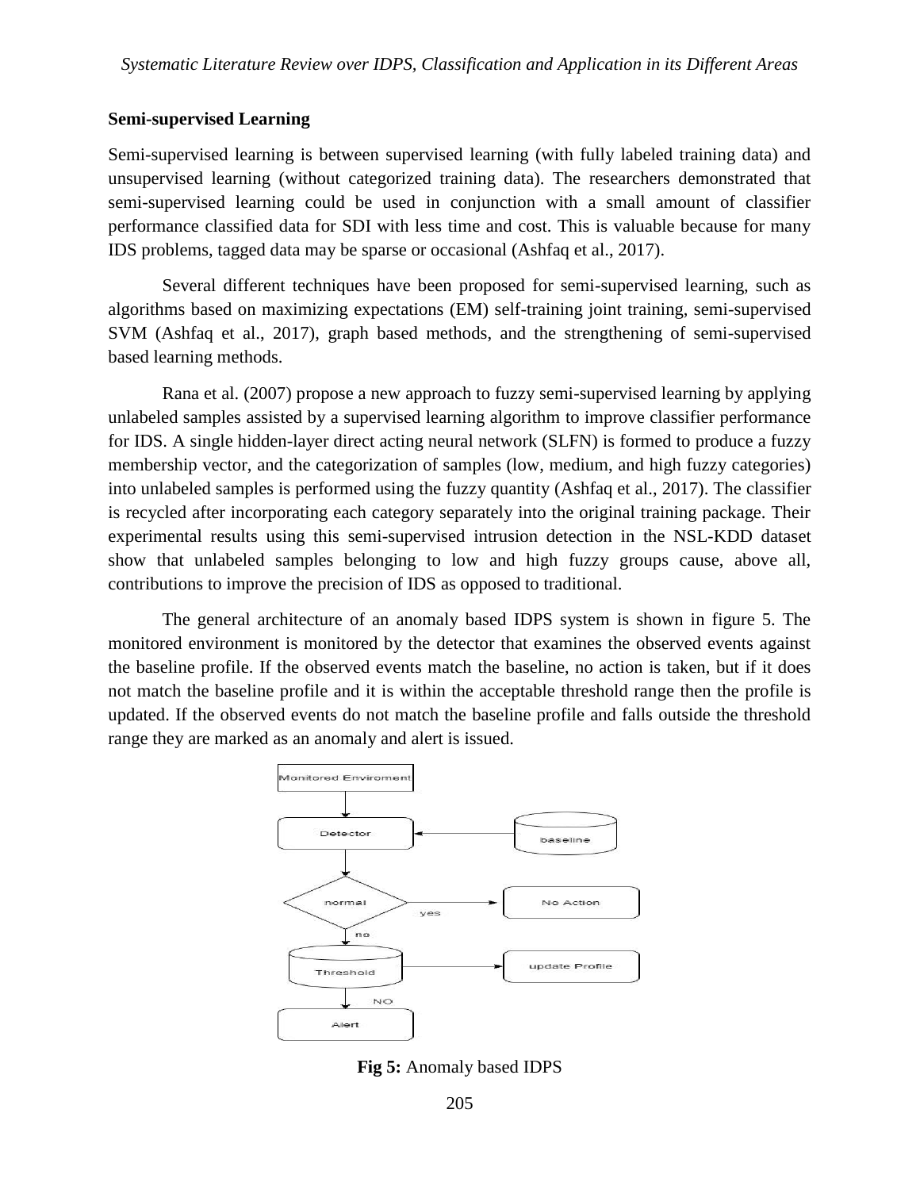## Semi-supervised Learning

Semi-supervised learning is between supervised learning (with fully labeled training data) and unsupervised learning (without categorized training data). The researchers demonstrated that semi-supervised learning could be used in conjunction with a small amount of classifier performance classified data for SDI with less time and cost. This is valuable because for many IDS problems, tagged data may be sparse or occasional (Ashfaq et al., 2017).

Several different techniques have been proposed for semi-supervised learning, such as algorithms based on maximizing expectations (EM) self-training joint training, semi-supervised SVM (Ashfaq et al., 2017), graph based methods, and the strengthening of semi-supervised based learning methods.

Rana et al. (2007) propose a new approach to fuzzy semi-supervised learning by applying unlabeled samples assisted by a supervised learning algorithm to improve classifier performance for IDS. A single hidden-layer direct acting neural network (SLFN) is formed to produce a fuzzy membership vector, and the categorization of samples (low, medium, and high fuzzy categories) into unlabeled samples is performed using the fuzzy quantity (Ashfaq et al., 2017). The classifier is recycled after incorporating each category separately into the original training package. Their experimental results using this semi-supervised intrusion detection in the NSL-KDD dataset show that unlabeled samples belonging to low and high fuzzy groups cause, above all, contributions to improve the precision of IDS as opposed to traditional.

The general architecture of an anomaly based IDPS system is shown in figure 5. The monitored environment is monitored by the detector that examines the observed events against the baseline profile. If the observed events match the baseline, no action is taken, but if it does not match the baseline profile and it is within the acceptable threshold range then the profile is updated. If the observed events do not match the baseline profile and falls outside the threshold range they are marked as an anomaly and alert is issued.

**Fig 5:** Anomaly based IDPS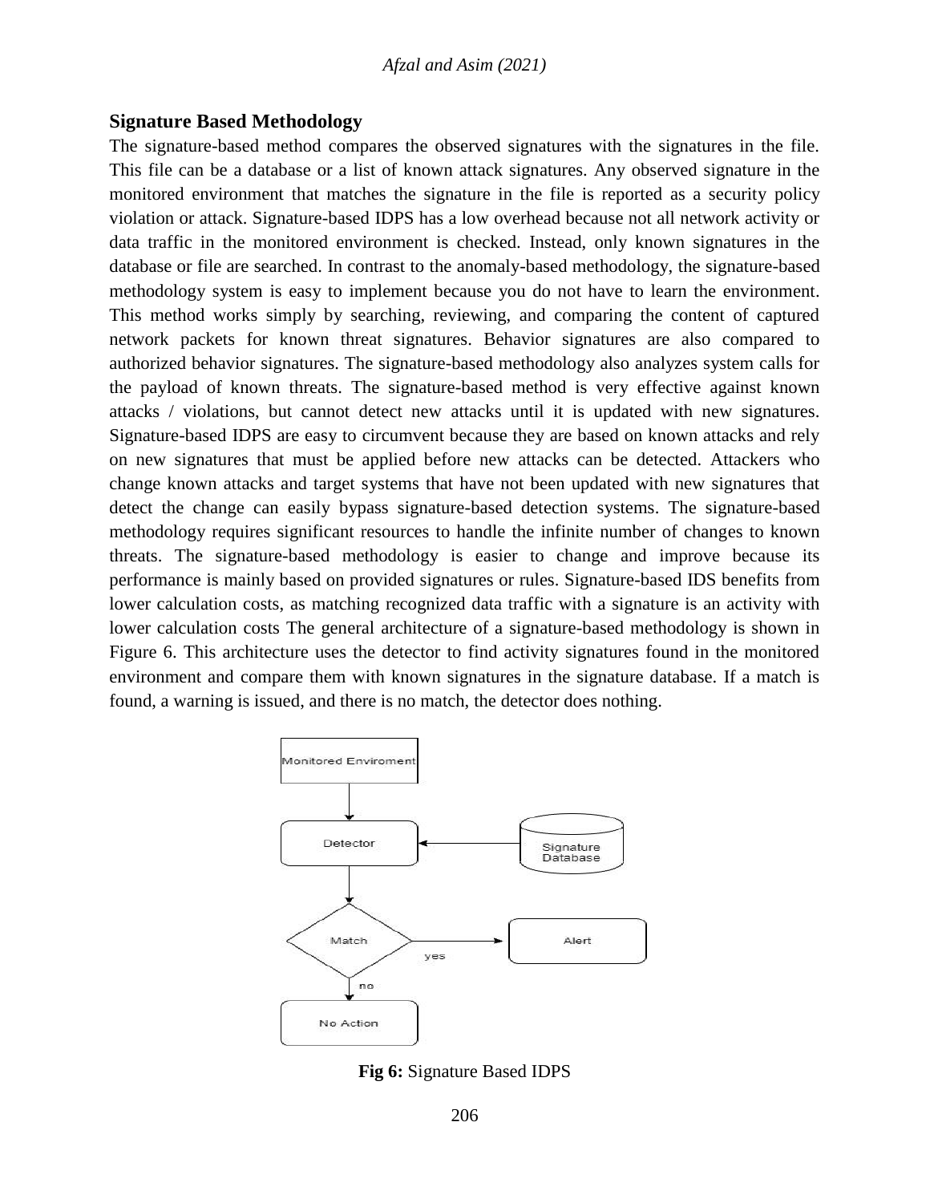### Signature Based Methodology

The signature-based method compares the observed signatures with the signatures in the file. This file can be a database or a list of known attack signatures. Any observed signature in the monitored environment that matches the signature in the file is reported as a security policy violation or attack. Signature-based IDPS has a low overhead because not all network activity or data traffic in the monitored environment is checked. Instead, only known signatures in the database or file are searched. In contrast to the anomaly-based methodology, the signature-based methodology system is easy to implement because you do not have to learn the environment. This method works simply by searching, reviewing, and comparing the content of captured network packets for known threat signatures. Behavior signatures are also compared to authorized behavior signatures. The signature-based methodology also analyzes system calls for the payload of known threats. The signature-based method is very effective against known attacks / violations, but cannot detect new attacks until it is updated with new signatures. Signature-based IDPS are easy to circumvent because they are based on known attacks and rely on new signatures that must be applied before new attacks can be detected. Attackers who change known attacks and target systems that have not been updated with new signatures that detect the change can easily bypass signature-based detection systems. The signature-based methodology requires significant resources to handle the infinite number of changes to known threats. The signature-based methodology is easier to change and improve because its performance is mainly based on provided signatures or rules. Signature-based IDS benefits from lower calculation costs, as matching recognized data traffic with a signature is an activity with lower calculation costs The general architecture of a signature-based methodology is shown in Figure 6. This architecture uses the detector to find activity signatures found in the monitored environment and compare them with known signatures in the signature database. If a match is found, a warning is issued, and there is no match, the detector does nothing.

Monitored Enviroment

Detector

Signature Database

Match

yes

Alert

no

No Action

**Fig 6:** Signature Based IDPS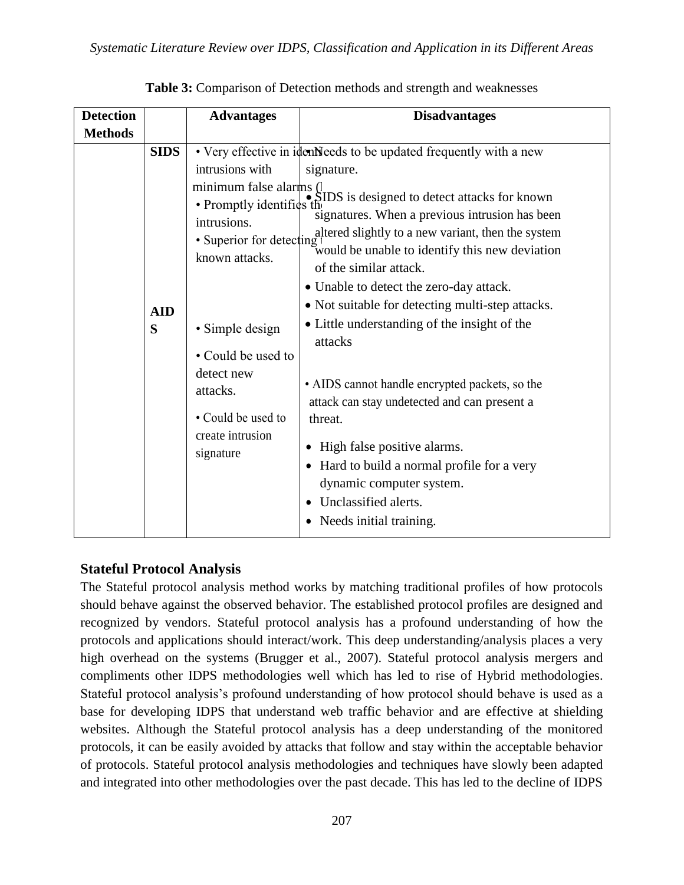**Table 3:** Comparison of Detection methods and strength and weaknesses

| Detection Methods | | Advantages | Disadvantages |
|---|---|---|---|
| | SIDS | • Very effective in identifying intrusions with minimum false alarms (<br>• Promptly identifies the intrusions.<br>• Superior for detecting known attacks. | • Needs to be updated frequently with a new signature.<br>• SIDS is designed to detect attacks for known signatures. When a previous intrusion has been altered slightly to a new variant, then the system would be unable to identify this new deviation of the similar attack.<br>• Unable to detect the zero-day attack.<br>• Not suitable for detecting multi-step attacks.<br>• Little understanding of the insight of the attacks |
| | AIDS | • Simple design<br>• Could be used to detect new attacks.<br>• Could be used to create intrusion signature | • AIDS cannot handle encrypted packets, so the attack can stay undetected and can present a threat.<br>• High false positive alarms.<br>• Hard to build a normal profile for a very dynamic computer system.<br>• Unclassified alerts.<br>• Needs initial training. |

### Stateful Protocol Analysis

The Stateful protocol analysis method works by matching traditional profiles of how protocols should behave against the observed behavior. The established protocol profiles are designed and recognized by vendors. Stateful protocol analysis has a profound understanding of how the protocols and applications should interact/work. This deep understanding/analysis places a very high overhead on the systems (Brugger et al., 2007). Stateful protocol analysis mergers and compliments other IDPS methodologies well which has led to rise of Hybrid methodologies. Stateful protocol analysis's profound understanding of how protocol should behave is used as a base for developing IDPS that understand web traffic behavior and are effective at shielding websites. Although the Stateful protocol analysis has a deep understanding of the monitored protocols, it can be easily avoided by attacks that follow and stay within the acceptable behavior of protocols. Stateful protocol analysis methodologies and techniques have slowly been adapted and integrated into other methodologies over the past decade. This has led to the decline of IDPS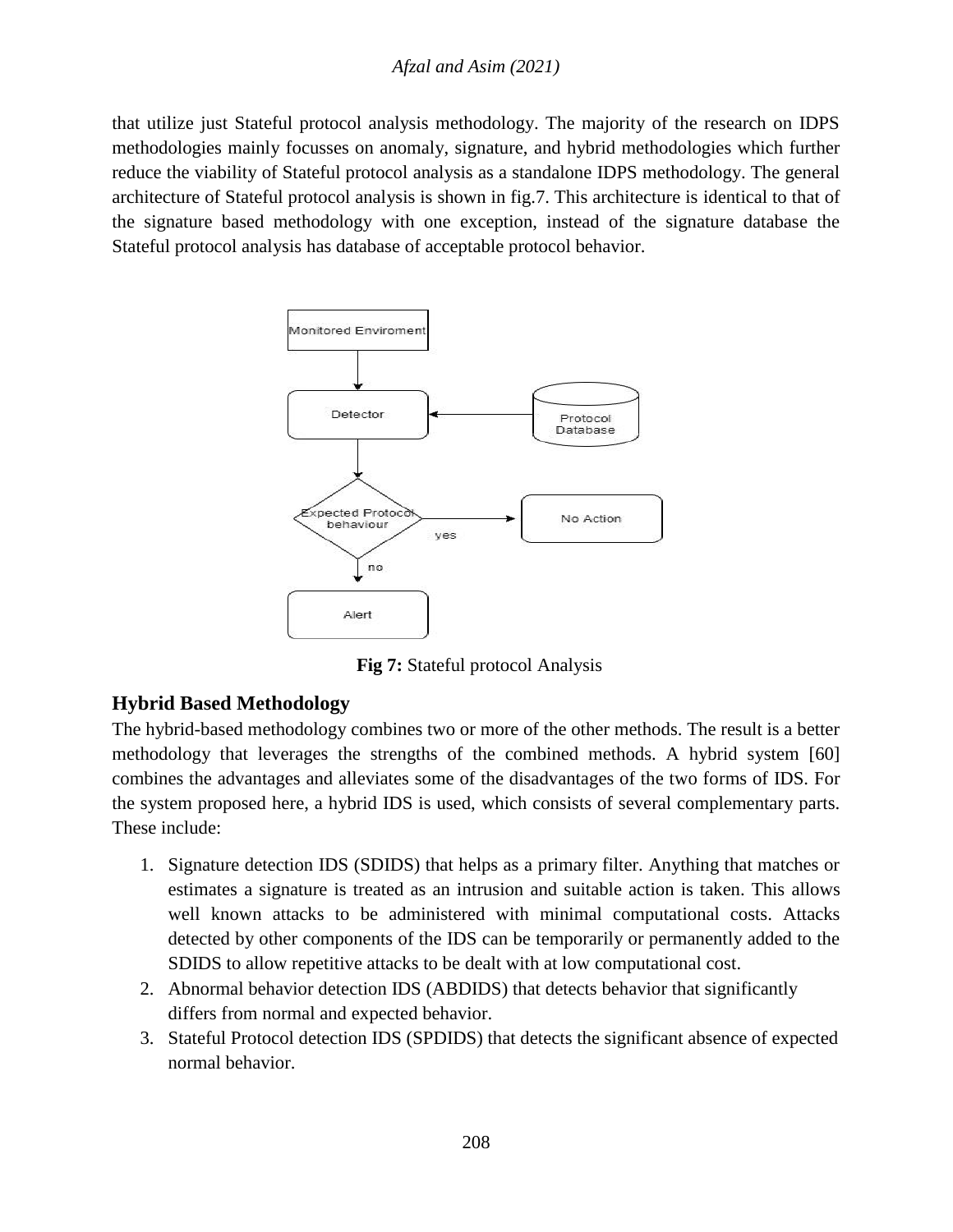that utilize just Stateful protocol analysis methodology. The majority of the research on IDPS methodologies mainly focusses on anomaly, signature, and hybrid methodologies which further reduce the viability of Stateful protocol analysis as a standalone IDPS methodology. The general architecture of Stateful protocol analysis is shown in fig.7. This architecture is identical to that of the signature based methodology with one exception, instead of the signature database the Stateful protocol analysis has database of acceptable protocol behavior.

**Fig 7:** Stateful protocol Analysis

## Hybrid Based Methodology

The hybrid-based methodology combines two or more of the other methods. The result is a better methodology that leverages the strengths of the combined methods. A hybrid system [60] combines the advantages and alleviates some of the disadvantages of the two forms of IDS. For the system proposed here, a hybrid IDS is used, which consists of several complementary parts. These include:

1. Signature detection IDS (SDIDS) that helps as a primary filter. Anything that matches or estimates a signature is treated as an intrusion and suitable action is taken. This allows well known attacks to be administered with minimal computational costs. Attacks detected by other components of the IDS can be temporarily or permanently added to the SDIDS to allow repetitive attacks to be dealt with at low computational cost.
2. Abnormal behavior detection IDS (ABDIDS) that detects behavior that significantly differs from normal and expected behavior.
3. Stateful Protocol detection IDS (SPDIDS) that detects the significant absence of expected normal behavior.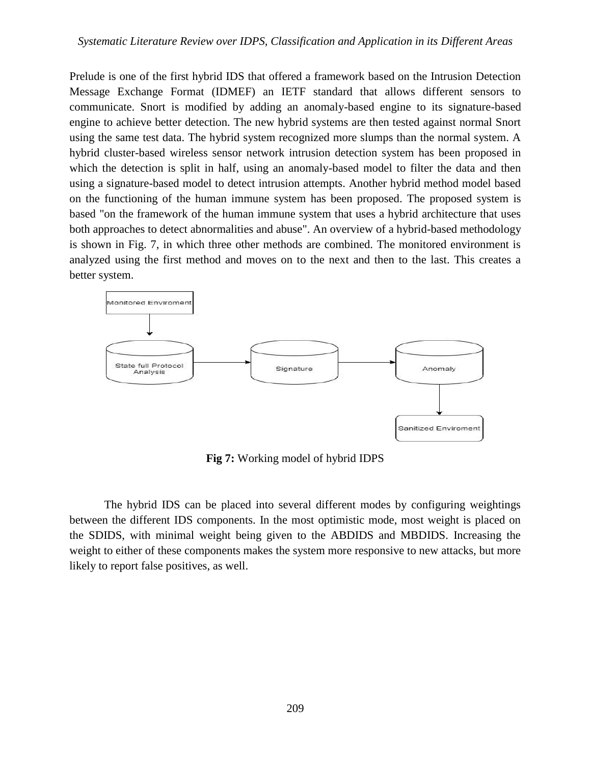Prelude is one of the first hybrid IDS that offered a framework based on the Intrusion Detection Message Exchange Format (IDMEF) an IETF standard that allows different sensors to communicate. Snort is modified by adding an anomaly-based engine to its signature-based engine to achieve better detection. The new hybrid systems are then tested against normal Snort using the same test data. The hybrid system recognized more slumps than the normal system. A hybrid cluster-based wireless sensor network intrusion detection system has been proposed in which the detection is split in half, using an anomaly-based model to filter the data and then using a signature-based model to detect intrusion attempts. Another hybrid method model based on the functioning of the human immune system has been proposed. The proposed system is based "on the framework of the human immune system that uses a hybrid architecture that uses both approaches to detect abnormalities and abuse". An overview of a hybrid-based methodology is shown in Fig. 7, in which three other methods are combined. The monitored environment is analyzed using the first method and moves on to the next and then to the last. This creates a better system.

**Fig 7:** Working model of hybrid IDPS

The hybrid IDS can be placed into several different modes by configuring weightings between the different IDS components. In the most optimistic mode, most weight is placed on the SDIDS, with minimal weight being given to the ABDIDS and MBDIDS. Increasing the weight to either of these components makes the system more responsive to new attacks, but more likely to report false positives, as well.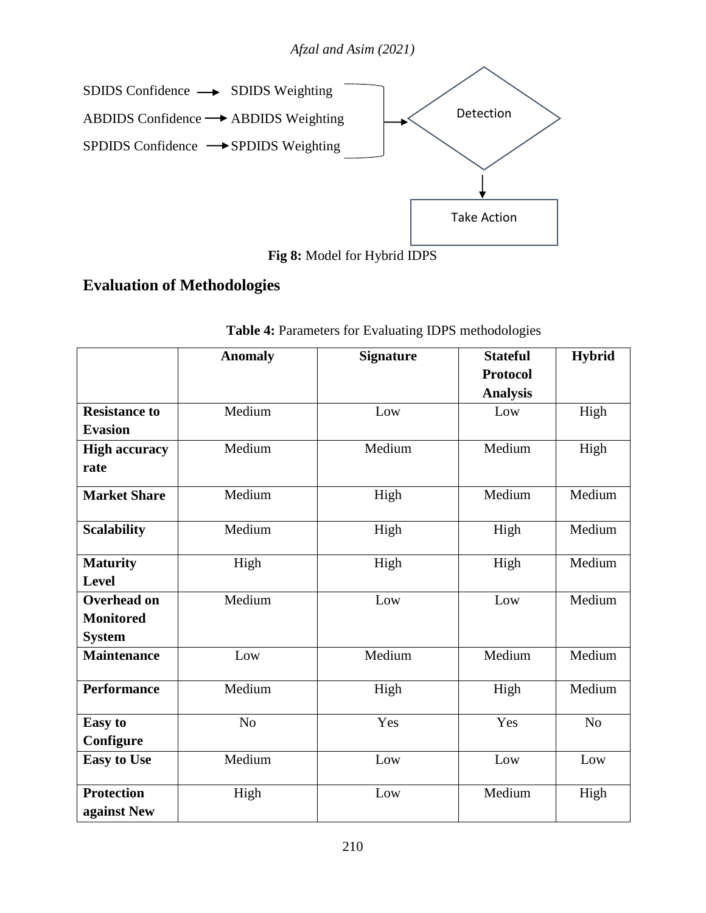SDIDS Confidence → SDIDS Weighting

ABDIDS Confidence → ABDIDS Weighting

SPDIDS Confidence → SPDIDS Weighting

Detection

Take Action

**Fig 8:** Model for Hybrid IDPS

## Evaluation of Methodologies

**Table 4:** Parameters for Evaluating IDPS methodologies

| | Anomaly | Signature | Stateful Protocol Analysis | Hybrid |
|---|---|---|---|---|
| **Resistance to Evasion** | Medium | Low | Low | High |
| **High accuracy rate** | Medium | Medium | Medium | High |
| **Market Share** | Medium | High | Medium | Medium |
| **Scalability** | Medium | High | High | Medium |
| **Maturity Level** | High | High | High | Medium |
| **Overhead on Monitored System** | Medium | Low | Low | Medium |
| **Maintenance** | Low | Medium | Medium | Medium |
| **Performance** | Medium | High | High | Medium |
| **Easy to Configure** | No | Yes | Yes | No |
| **Easy to Use** | Medium | Low | Low | Low |
| **Protection against New** | High | Low | Medium | High |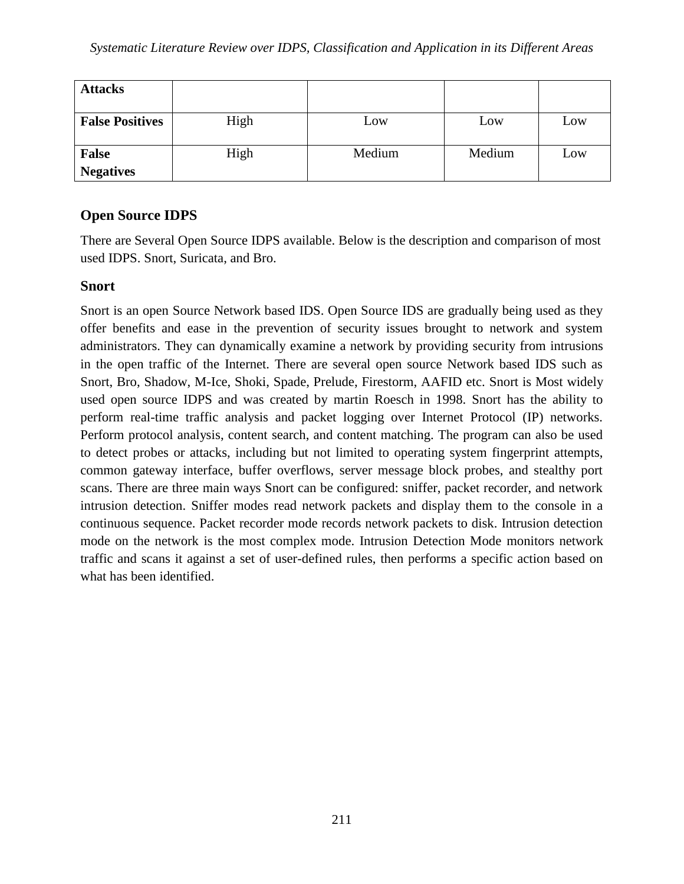| Attacks | | | | |
|---|---|---|---|---|
| **False Positives** | High | Low | Low | Low |
| **False Negatives** | High | Medium | Medium | Low |

## Open Source IDPS

There are Several Open Source IDPS available. Below is the description and comparison of most used IDPS. Snort, Suricata, and Bro.

### Snort

Snort is an open Source Network based IDS. Open Source IDS are gradually being used as they offer benefits and ease in the prevention of security issues brought to network and system administrators. They can dynamically examine a network by providing security from intrusions in the open traffic of the Internet. There are several open source Network based IDS such as Snort, Bro, Shadow, M-Ice, Shoki, Spade, Prelude, Firestorm, AAFID etc. Snort is Most widely used open source IDPS and was created by martin Roesch in 1998. Snort has the ability to perform real-time traffic analysis and packet logging over Internet Protocol (IP) networks. Perform protocol analysis, content search, and content matching. The program can also be used to detect probes or attacks, including but not limited to operating system fingerprint attempts, common gateway interface, buffer overflows, server message block probes, and stealthy port scans. There are three main ways Snort can be configured: sniffer, packet recorder, and network intrusion detection. Sniffer modes read network packets and display them to the console in a continuous sequence. Packet recorder mode records network packets to disk. Intrusion detection mode on the network is the most complex mode. Intrusion Detection Mode monitors network traffic and scans it against a set of user-defined rules, then performs a specific action based on what has been identified.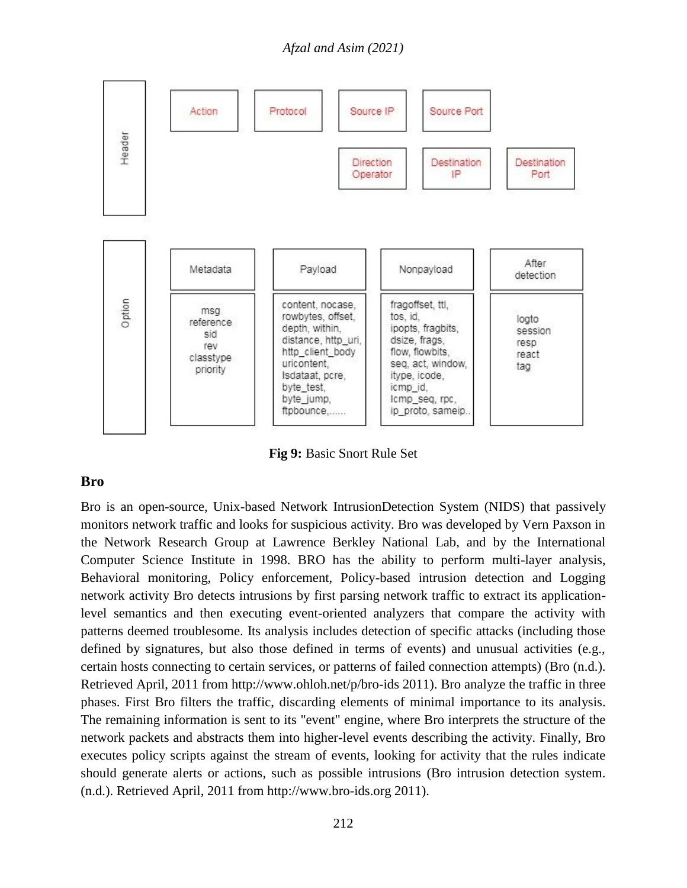| Header | | | | |
|---|---|---|---|---|
| Action | Protocol | Source IP | Source Port | |
| | | Direction Operator | Destination IP | Destination Port |

| Option | | | |
|---|---|---|---|
| Metadata | Payload | Nonpayload | After detection |
| msg reference sid rev classtype priority | content, nocase, rowbytes, offset, depth, within, distance, http_uri, http_client_body uricontent, Isdataat, pcre, byte_test, byte_jump, ftpbounce,...... | fragoffset, ttl, tos, id, ipopts, fragbits, dsize, frags, flow, flowbits, seq, act, window, itype, icode, icmp_id, Icmp_seq, rpc, ip_proto, sameip.. | logto session resp react tag |

**Fig 9:** Basic Snort Rule Set

### Bro

Bro is an open-source, Unix-based Network IntrusionDetection System (NIDS) that passively monitors network traffic and looks for suspicious activity. Bro was developed by Vern Paxson in the Network Research Group at Lawrence Berkley National Lab, and by the International Computer Science Institute in 1998. BRO has the ability to perform multi-layer analysis, Behavioral monitoring, Policy enforcement, Policy-based intrusion detection and Logging network activity Bro detects intrusions by first parsing network traffic to extract its application-level semantics and then executing event-oriented analyzers that compare the activity with patterns deemed troublesome. Its analysis includes detection of specific attacks (including those defined by signatures, but also those defined in terms of events) and unusual activities (e.g., certain hosts connecting to certain services, or patterns of failed connection attempts) (Bro (n.d.). Retrieved April, 2011 from http://www.ohloh.net/p/bro-ids 2011). Bro analyze the traffic in three phases. First Bro filters the traffic, discarding elements of minimal importance to its analysis. The remaining information is sent to its "event" engine, where Bro interprets the structure of the network packets and abstracts them into higher-level events describing the activity. Finally, Bro executes policy scripts against the stream of events, looking for activity that the rules indicate should generate alerts or actions, such as possible intrusions (Bro intrusion detection system. (n.d.). Retrieved April, 2011 from http://www.bro-ids.org 2011).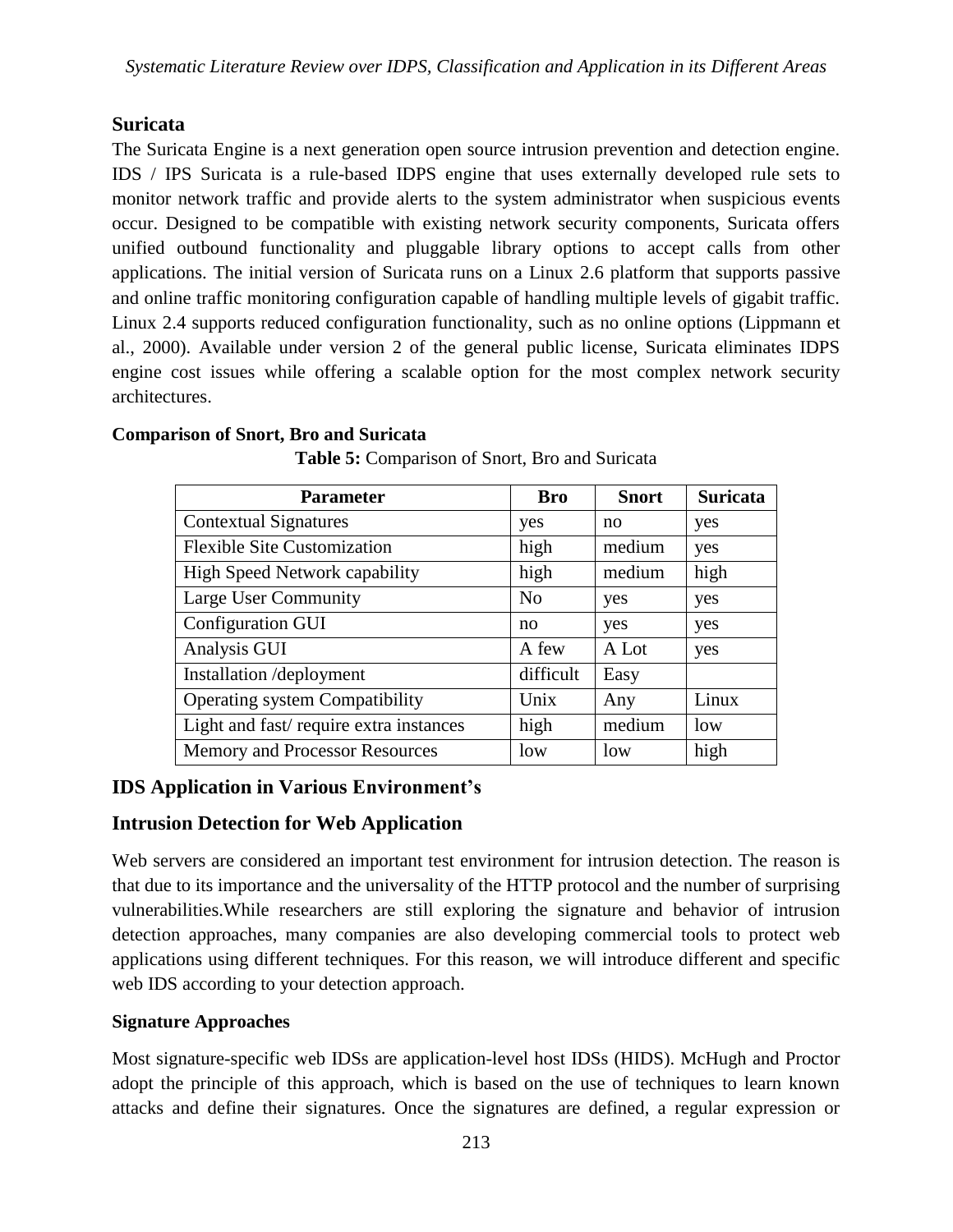## Suricata

The Suricata Engine is a next generation open source intrusion prevention and detection engine. IDS / IPS Suricata is a rule-based IDPS engine that uses externally developed rule sets to monitor network traffic and provide alerts to the system administrator when suspicious events occur. Designed to be compatible with existing network security components, Suricata offers unified outbound functionality and pluggable library options to accept calls from other applications. The initial version of Suricata runs on a Linux 2.6 platform that supports passive and online traffic monitoring configuration capable of handling multiple levels of gigabit traffic. Linux 2.4 supports reduced configuration functionality, such as no online options (Lippmann et al., 2000). Available under version 2 of the general public license, Suricata eliminates IDPS engine cost issues while offering a scalable option for the most complex network security architectures.

**Comparison of Snort, Bro and Suricata**

**Table 5:** Comparison of Snort, Bro and Suricata

| Parameter | Bro | Snort | Suricata |
|---|---|---|---|
| Contextual Signatures | yes | no | yes |
| Flexible Site Customization | high | medium | yes |
| High Speed Network capability | high | medium | high |
| Large User Community | No | yes | yes |
| Configuration GUI | no | yes | yes |
| Analysis GUI | A few | A Lot | yes |
| Installation /deployment | difficult | Easy | |
| Operating system Compatibility | Unix | Any | Linux |
| Light and fast/ require extra instances | high | medium | low |
| Memory and Processor Resources | low | low | high |

## IDS Application in Various Environment's

## Intrusion Detection for Web Application

Web servers are considered an important test environment for intrusion detection. The reason is that due to its importance and the universality of the HTTP protocol and the number of surprising vulnerabilities.While researchers are still exploring the signature and behavior of intrusion detection approaches, many companies are also developing commercial tools to protect web applications using different techniques. For this reason, we will introduce different and specific web IDS according to your detection approach.

### Signature Approaches

Most signature-specific web IDSs are application-level host IDSs (HIDS). McHugh and Proctor adopt the principle of this approach, which is based on the use of techniques to learn known attacks and define their signatures. Once the signatures are defined, a regular expression or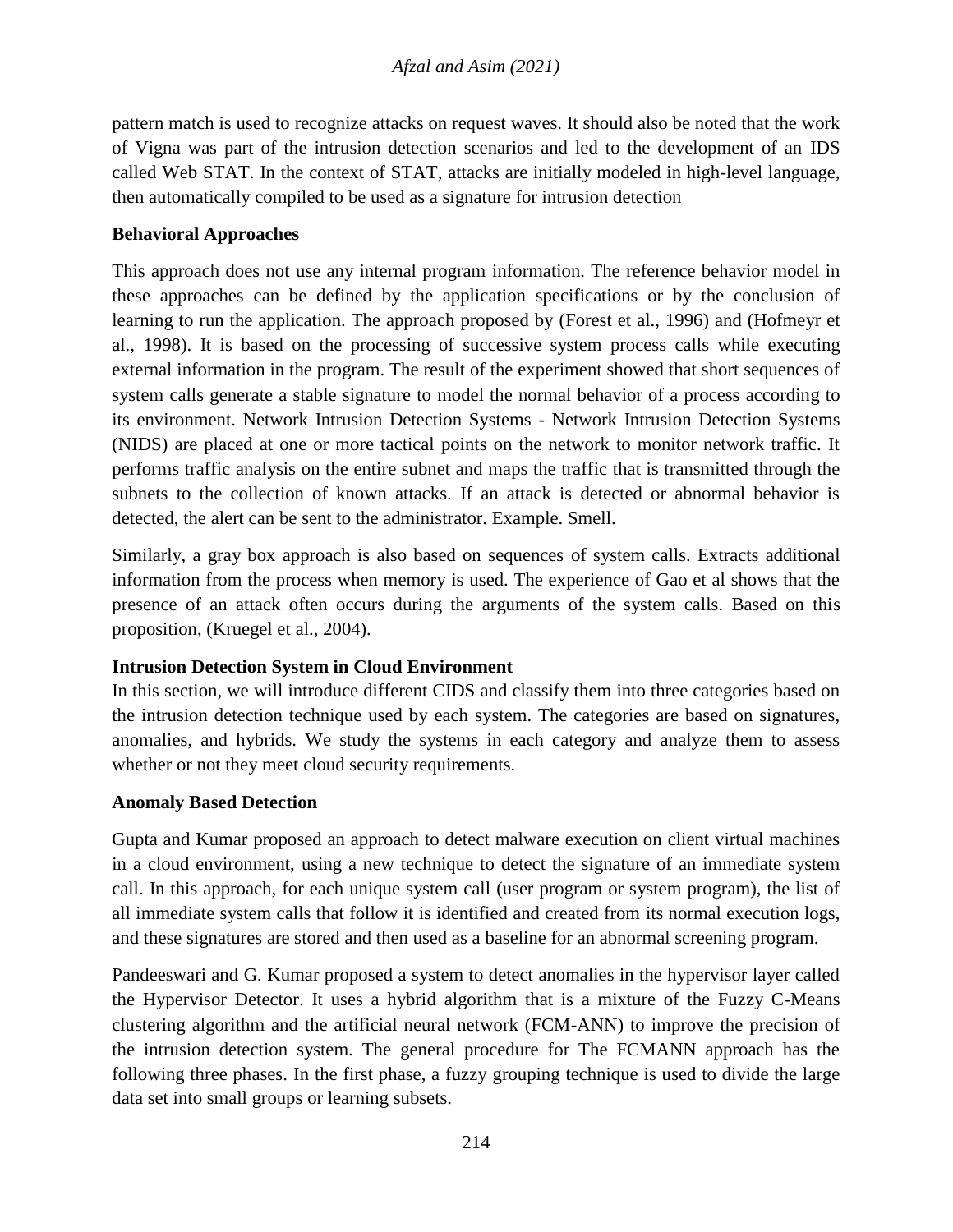pattern match is used to recognize attacks on request waves. It should also be noted that the work of Vigna was part of the intrusion detection scenarios and led to the development of an IDS called Web STAT. In the context of STAT, attacks are initially modeled in high-level language, then automatically compiled to be used as a signature for intrusion detection

**Behavioral Approaches**

This approach does not use any internal program information. The reference behavior model in these approaches can be defined by the application specifications or by the conclusion of learning to run the application. The approach proposed by (Forest et al., 1996) and (Hofmeyr et al., 1998). It is based on the processing of successive system process calls while executing external information in the program. The result of the experiment showed that short sequences of system calls generate a stable signature to model the normal behavior of a process according to its environment. Network Intrusion Detection Systems - Network Intrusion Detection Systems (NIDS) are placed at one or more tactical points on the network to monitor network traffic. It performs traffic analysis on the entire subnet and maps the traffic that is transmitted through the subnets to the collection of known attacks. If an attack is detected or abnormal behavior is detected, the alert can be sent to the administrator. Example. Smell.

Similarly, a gray box approach is also based on sequences of system calls. Extracts additional information from the process when memory is used. The experience of Gao et al shows that the presence of an attack often occurs during the arguments of the system calls. Based on this proposition, (Kruegel et al., 2004).

**Intrusion Detection System in Cloud Environment**

In this section, we will introduce different CIDS and classify them into three categories based on the intrusion detection technique used by each system. The categories are based on signatures, anomalies, and hybrids. We study the systems in each category and analyze them to assess whether or not they meet cloud security requirements.

**Anomaly Based Detection**

Gupta and Kumar proposed an approach to detect malware execution on client virtual machines in a cloud environment, using a new technique to detect the signature of an immediate system call. In this approach, for each unique system call (user program or system program), the list of all immediate system calls that follow it is identified and created from its normal execution logs, and these signatures are stored and then used as a baseline for an abnormal screening program.

Pandeeswari and G. Kumar proposed a system to detect anomalies in the hypervisor layer called the Hypervisor Detector. It uses a hybrid algorithm that is a mixture of the Fuzzy C-Means clustering algorithm and the artificial neural network (FCM-ANN) to improve the precision of the intrusion detection system. The general procedure for The FCMANN approach has the following three phases. In the first phase, a fuzzy grouping technique is used to divide the large data set into small groups or learning subsets.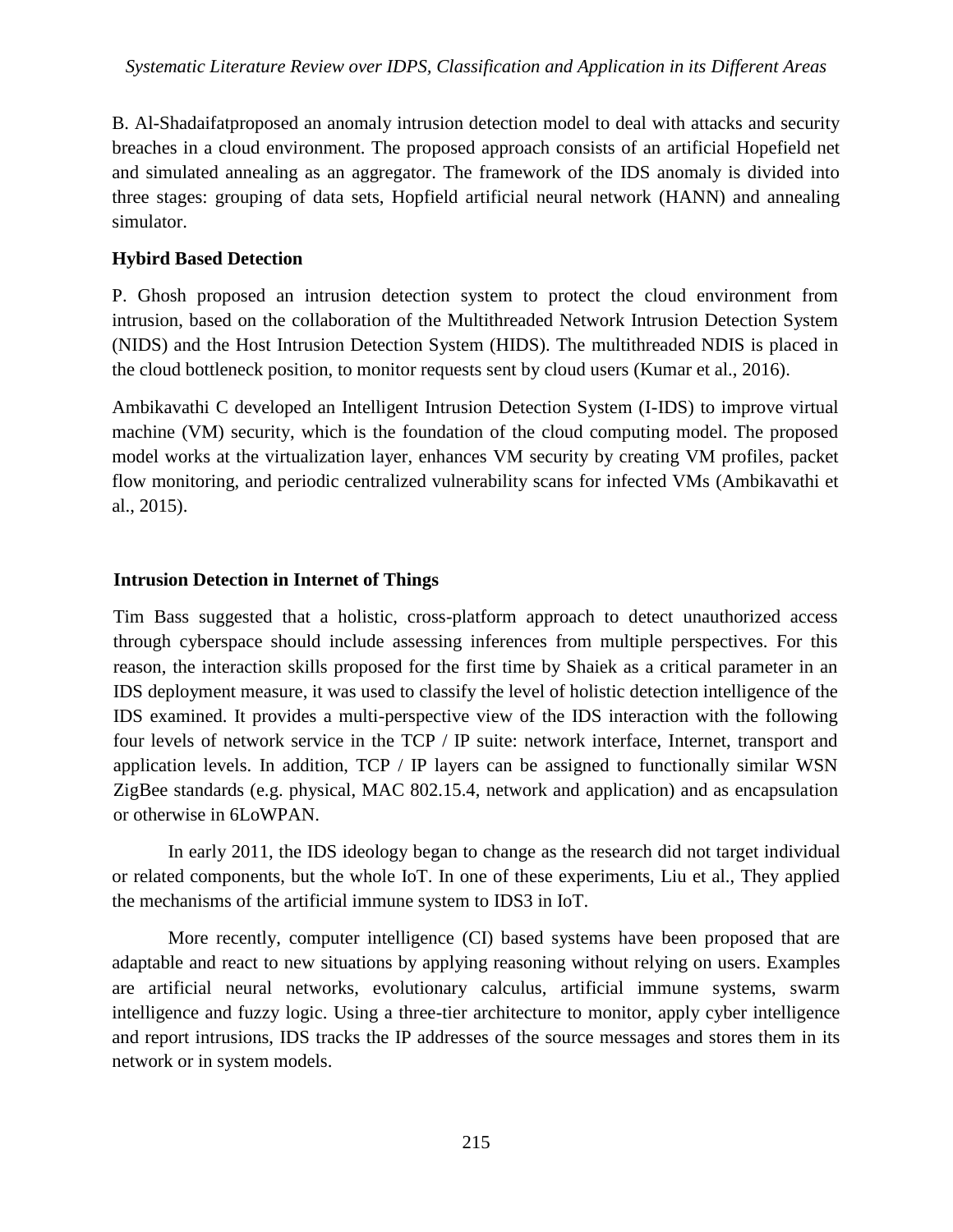B. Al-Shadaifatproposed an anomaly intrusion detection model to deal with attacks and security breaches in a cloud environment. The proposed approach consists of an artificial Hopefield net and simulated annealing as an aggregator. The framework of the IDS anomaly is divided into three stages: grouping of data sets, Hopfield artificial neural network (HANN) and annealing simulator.

**Hybird Based Detection**

P. Ghosh proposed an intrusion detection system to protect the cloud environment from intrusion, based on the collaboration of the Multithreaded Network Intrusion Detection System (NIDS) and the Host Intrusion Detection System (HIDS). The multithreaded NDIS is placed in the cloud bottleneck position, to monitor requests sent by cloud users (Kumar et al., 2016).

Ambikavathi C developed an Intelligent Intrusion Detection System (I-IDS) to improve virtual machine (VM) security, which is the foundation of the cloud computing model. The proposed model works at the virtualization layer, enhances VM security by creating VM profiles, packet flow monitoring, and periodic centralized vulnerability scans for infected VMs (Ambikavathi et al., 2015).

**Intrusion Detection in Internet of Things**

Tim Bass suggested that a holistic, cross-platform approach to detect unauthorized access through cyberspace should include assessing inferences from multiple perspectives. For this reason, the interaction skills proposed for the first time by Shaiek as a critical parameter in an IDS deployment measure, it was used to classify the level of holistic detection intelligence of the IDS examined. It provides a multi-perspective view of the IDS interaction with the following four levels of network service in the TCP / IP suite: network interface, Internet, transport and application levels. In addition, TCP / IP layers can be assigned to functionally similar WSN ZigBee standards (e.g. physical, MAC 802.15.4, network and application) and as encapsulation or otherwise in 6LoWPAN.

In early 2011, the IDS ideology began to change as the research did not target individual or related components, but the whole IoT. In one of these experiments, Liu et al., They applied the mechanisms of the artificial immune system to IDS3 in IoT.

More recently, computer intelligence (CI) based systems have been proposed that are adaptable and react to new situations by applying reasoning without relying on users. Examples are artificial neural networks, evolutionary calculus, artificial immune systems, swarm intelligence and fuzzy logic. Using a three-tier architecture to monitor, apply cyber intelligence and report intrusions, IDS tracks the IP addresses of the source messages and stores them in its network or in system models.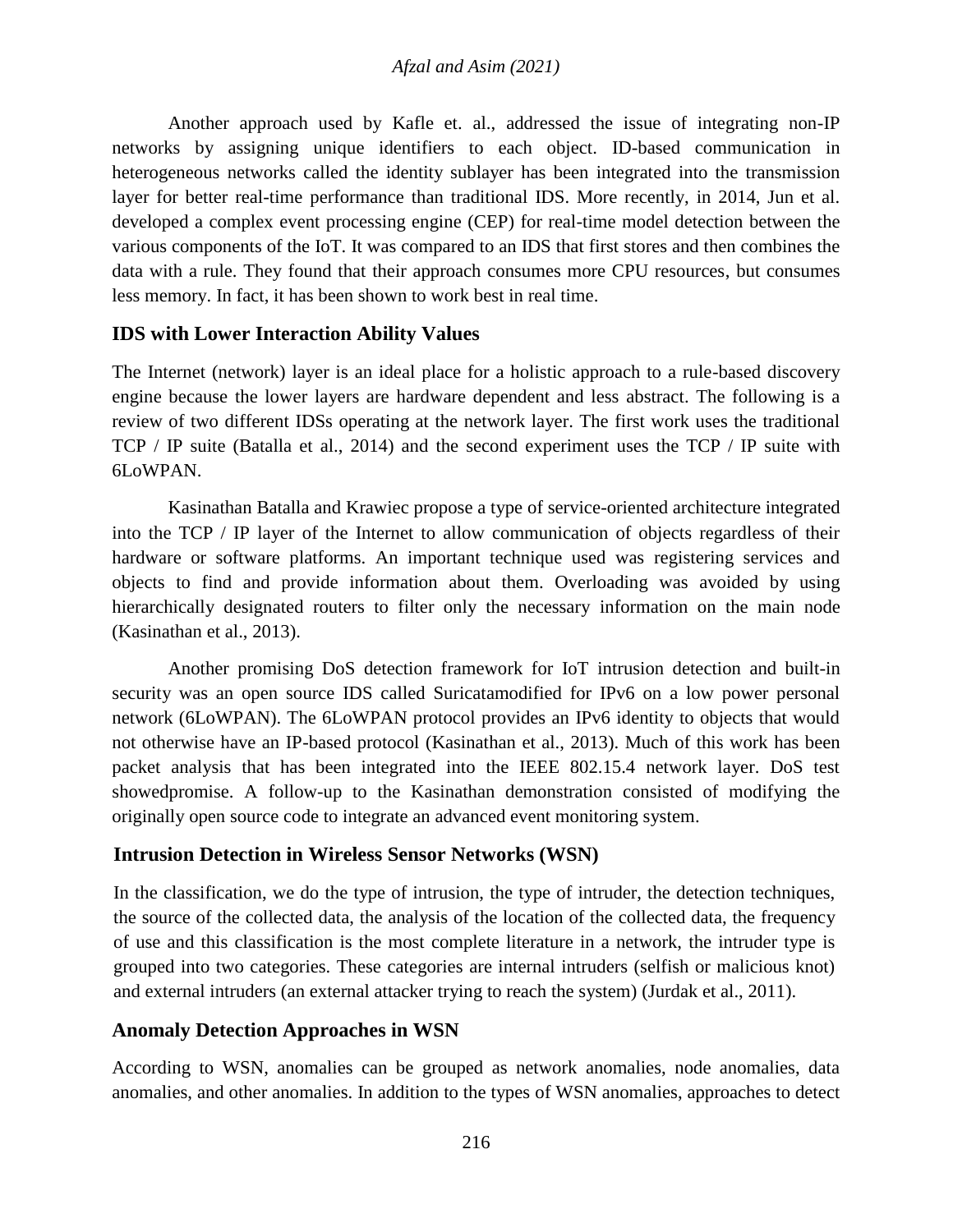Another approach used by Kafle et. al., addressed the issue of integrating non-IP networks by assigning unique identifiers to each object. ID-based communication in heterogeneous networks called the identity sublayer has been integrated into the transmission layer for better real-time performance than traditional IDS. More recently, in 2014, Jun et al. developed a complex event processing engine (CEP) for real-time model detection between the various components of the IoT. It was compared to an IDS that first stores and then combines the data with a rule. They found that their approach consumes more CPU resources, but consumes less memory. In fact, it has been shown to work best in real time.

## IDS with Lower Interaction Ability Values

The Internet (network) layer is an ideal place for a holistic approach to a rule-based discovery engine because the lower layers are hardware dependent and less abstract. The following is a review of two different IDSs operating at the network layer. The first work uses the traditional TCP / IP suite (Batalla et al., 2014) and the second experiment uses the TCP / IP suite with 6LoWPAN.

Kasinathan Batalla and Krawiec propose a type of service-oriented architecture integrated into the TCP / IP layer of the Internet to allow communication of objects regardless of their hardware or software platforms. An important technique used was registering services and objects to find and provide information about them. Overloading was avoided by using hierarchically designated routers to filter only the necessary information on the main node (Kasinathan et al., 2013).

Another promising DoS detection framework for IoT intrusion detection and built-in security was an open source IDS called Suricatamodified for IPv6 on a low power personal network (6LoWPAN). The 6LoWPAN protocol provides an IPv6 identity to objects that would not otherwise have an IP-based protocol (Kasinathan et al., 2013). Much of this work has been packet analysis that has been integrated into the IEEE 802.15.4 network layer. DoS test showedpromise. A follow-up to the Kasinathan demonstration consisted of modifying the originally open source code to integrate an advanced event monitoring system.

## Intrusion Detection in Wireless Sensor Networks (WSN)

In the classification, we do the type of intrusion, the type of intruder, the detection techniques, the source of the collected data, the analysis of the location of the collected data, the frequency of use and this classification is the most complete literature in a network, the intruder type is grouped into two categories. These categories are internal intruders (selfish or malicious knot) and external intruders (an external attacker trying to reach the system) (Jurdak et al., 2011).

## Anomaly Detection Approaches in WSN

According to WSN, anomalies can be grouped as network anomalies, node anomalies, data anomalies, and other anomalies. In addition to the types of WSN anomalies, approaches to detect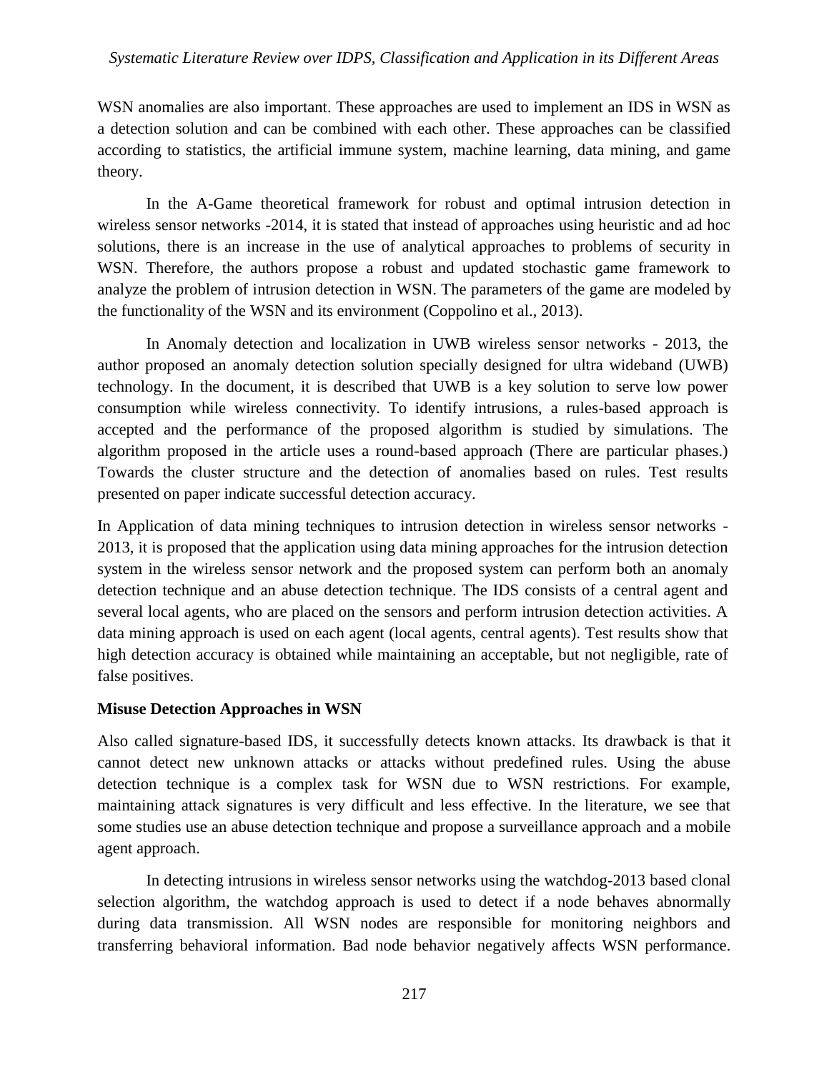WSN anomalies are also important. These approaches are used to implement an IDS in WSN as a detection solution and can be combined with each other. These approaches can be classified according to statistics, the artificial immune system, machine learning, data mining, and game theory.

In the A-Game theoretical framework for robust and optimal intrusion detection in wireless sensor networks -2014, it is stated that instead of approaches using heuristic and ad hoc solutions, there is an increase in the use of analytical approaches to problems of security in WSN. Therefore, the authors propose a robust and updated stochastic game framework to analyze the problem of intrusion detection in WSN. The parameters of the game are modeled by the functionality of the WSN and its environment (Coppolino et al., 2013).

In Anomaly detection and localization in UWB wireless sensor networks - 2013, the author proposed an anomaly detection solution specially designed for ultra wideband (UWB) technology. In the document, it is described that UWB is a key solution to serve low power consumption while wireless connectivity. To identify intrusions, a rules-based approach is accepted and the performance of the proposed algorithm is studied by simulations. The algorithm proposed in the article uses a round-based approach (There are particular phases.) Towards the cluster structure and the detection of anomalies based on rules. Test results presented on paper indicate successful detection accuracy.

In Application of data mining techniques to intrusion detection in wireless sensor networks - 2013, it is proposed that the application using data mining approaches for the intrusion detection system in the wireless sensor network and the proposed system can perform both an anomaly detection technique and an abuse detection technique. The IDS consists of a central agent and several local agents, who are placed on the sensors and perform intrusion detection activities. A data mining approach is used on each agent (local agents, central agents). Test results show that high detection accuracy is obtained while maintaining an acceptable, but not negligible, rate of false positives.

**Misuse Detection Approaches in WSN**

Also called signature-based IDS, it successfully detects known attacks. Its drawback is that it cannot detect new unknown attacks or attacks without predefined rules. Using the abuse detection technique is a complex task for WSN due to WSN restrictions. For example, maintaining attack signatures is very difficult and less effective. In the literature, we see that some studies use an abuse detection technique and propose a surveillance approach and a mobile agent approach.

In detecting intrusions in wireless sensor networks using the watchdog-2013 based clonal selection algorithm, the watchdog approach is used to detect if a node behaves abnormally during data transmission. All WSN nodes are responsible for monitoring neighbors and transferring behavioral information. Bad node behavior negatively affects WSN performance.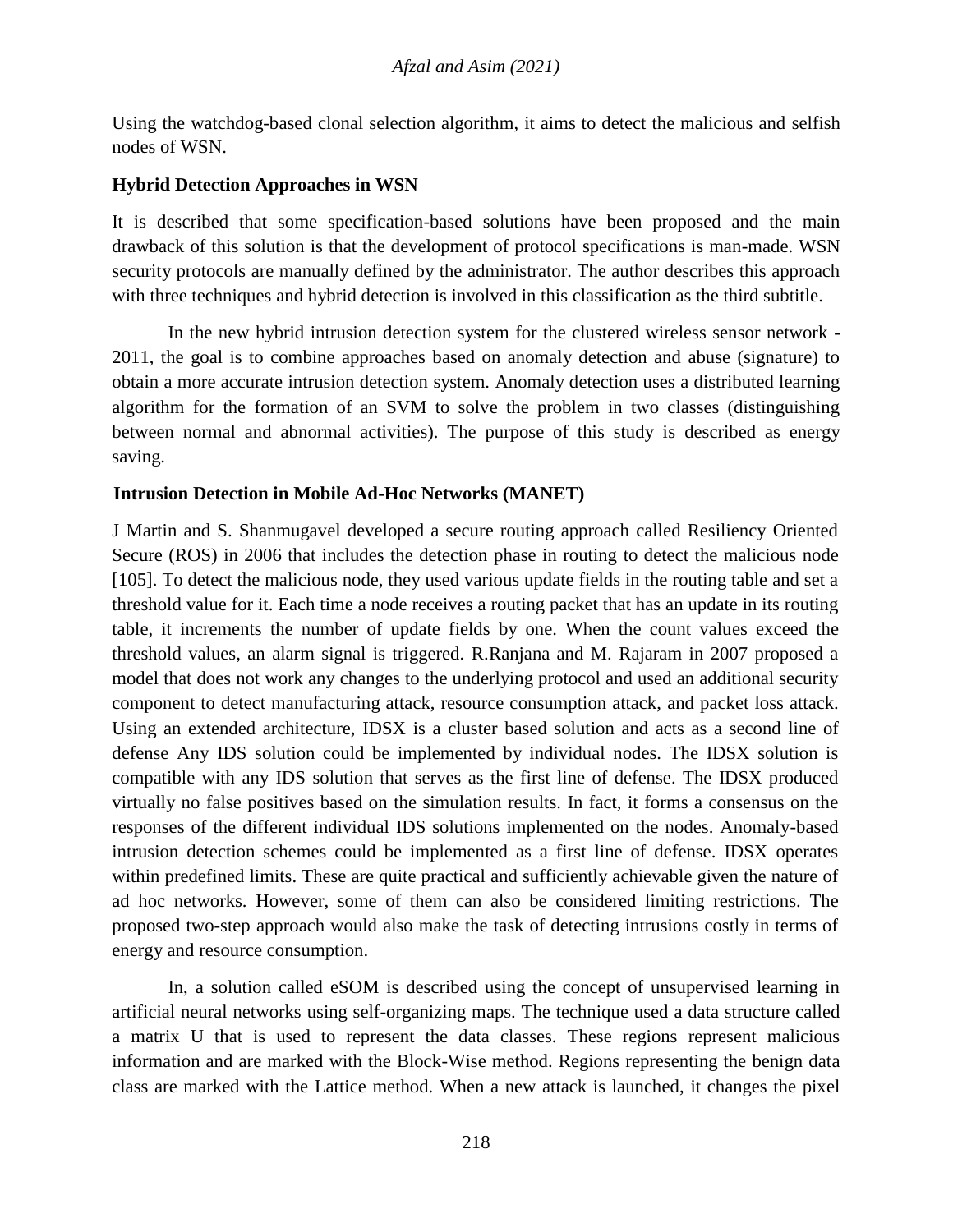Using the watchdog-based clonal selection algorithm, it aims to detect the malicious and selfish nodes of WSN.

### Hybrid Detection Approaches in WSN

It is described that some specification-based solutions have been proposed and the main drawback of this solution is that the development of protocol specifications is man-made. WSN security protocols are manually defined by the administrator. The author describes this approach with three techniques and hybrid detection is involved in this classification as the third subtitle.

In the new hybrid intrusion detection system for the clustered wireless sensor network - 2011, the goal is to combine approaches based on anomaly detection and abuse (signature) to obtain a more accurate intrusion detection system. Anomaly detection uses a distributed learning algorithm for the formation of an SVM to solve the problem in two classes (distinguishing between normal and abnormal activities). The purpose of this study is described as energy saving.

### Intrusion Detection in Mobile Ad-Hoc Networks (MANET)

J Martin and S. Shanmugavel developed a secure routing approach called Resiliency Oriented Secure (ROS) in 2006 that includes the detection phase in routing to detect the malicious node [105]. To detect the malicious node, they used various update fields in the routing table and set a threshold value for it. Each time a node receives a routing packet that has an update in its routing table, it increments the number of update fields by one. When the count values exceed the threshold values, an alarm signal is triggered. R.Ranjana and M. Rajaram in 2007 proposed a model that does not work any changes to the underlying protocol and used an additional security component to detect manufacturing attack, resource consumption attack, and packet loss attack. Using an extended architecture, IDSX is a cluster based solution and acts as a second line of defense Any IDS solution could be implemented by individual nodes. The IDSX solution is compatible with any IDS solution that serves as the first line of defense. The IDSX produced virtually no false positives based on the simulation results. In fact, it forms a consensus on the responses of the different individual IDS solutions implemented on the nodes. Anomaly-based intrusion detection schemes could be implemented as a first line of defense. IDSX operates within predefined limits. These are quite practical and sufficiently achievable given the nature of ad hoc networks. However, some of them can also be considered limiting restrictions. The proposed two-step approach would also make the task of detecting intrusions costly in terms of energy and resource consumption.

In, a solution called eSOM is described using the concept of unsupervised learning in artificial neural networks using self-organizing maps. The technique used a data structure called a matrix U that is used to represent the data classes. These regions represent malicious information and are marked with the Block-Wise method. Regions representing the benign data class are marked with the Lattice method. When a new attack is launched, it changes the pixel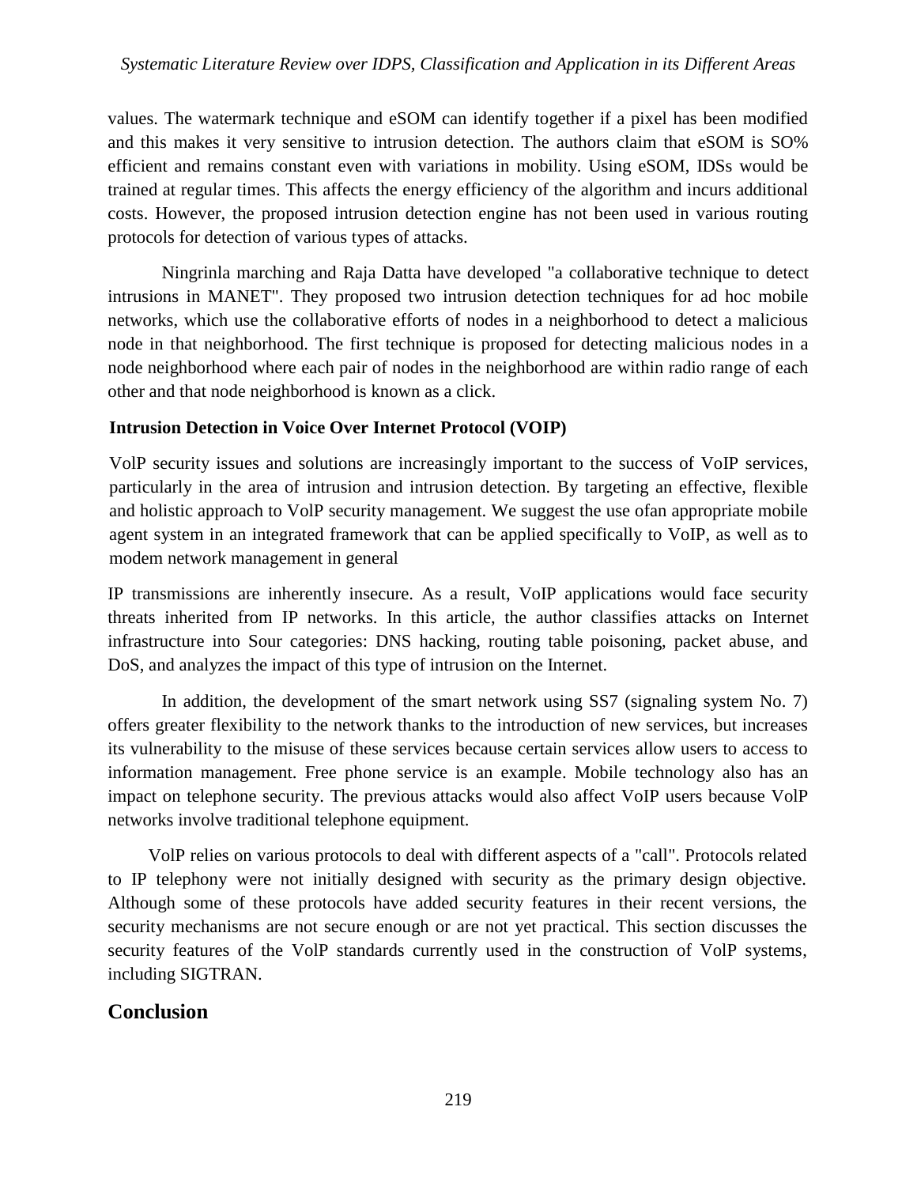values. The watermark technique and eSOM can identify together if a pixel has been modified and this makes it very sensitive to intrusion detection. The authors claim that eSOM is SO% efficient and remains constant even with variations in mobility. Using eSOM, IDSs would be trained at regular times. This affects the energy efficiency of the algorithm and incurs additional costs. However, the proposed intrusion detection engine has not been used in various routing protocols for detection of various types of attacks.

Ningrinla marching and Raja Datta have developed "a collaborative technique to detect intrusions in MANET". They proposed two intrusion detection techniques for ad hoc mobile networks, which use the collaborative efforts of nodes in a neighborhood to detect a malicious node in that neighborhood. The first technique is proposed for detecting malicious nodes in a node neighborhood where each pair of nodes in the neighborhood are within radio range of each other and that node neighborhood is known as a click.

### Intrusion Detection in Voice Over Internet Protocol (VOIP)

VolP security issues and solutions are increasingly important to the success of VoIP services, particularly in the area of intrusion and intrusion detection. By targeting an effective, flexible and holistic approach to VolP security management. We suggest the use ofan appropriate mobile agent system in an integrated framework that can be applied specifically to VoIP, as well as to modem network management in general

IP transmissions are inherently insecure. As a result, VoIP applications would face security threats inherited from IP networks. In this article, the author classifies attacks on Internet infrastructure into Sour categories: DNS hacking, routing table poisoning, packet abuse, and DoS, and analyzes the impact of this type of intrusion on the Internet.

In addition, the development of the smart network using SS7 (signaling system No. 7) offers greater flexibility to the network thanks to the introduction of new services, but increases its vulnerability to the misuse of these services because certain services allow users to access to information management. Free phone service is an example. Mobile technology also has an impact on telephone security. The previous attacks would also affect VoIP users because VolP networks involve traditional telephone equipment.

VolP relies on various protocols to deal with different aspects of a "call". Protocols related to IP telephony were not initially designed with security as the primary design objective. Although some of these protocols have added security features in their recent versions, the security mechanisms are not secure enough or are not yet practical. This section discusses the security features of the VolP standards currently used in the construction of VolP systems, including SIGTRAN.

## Conclusion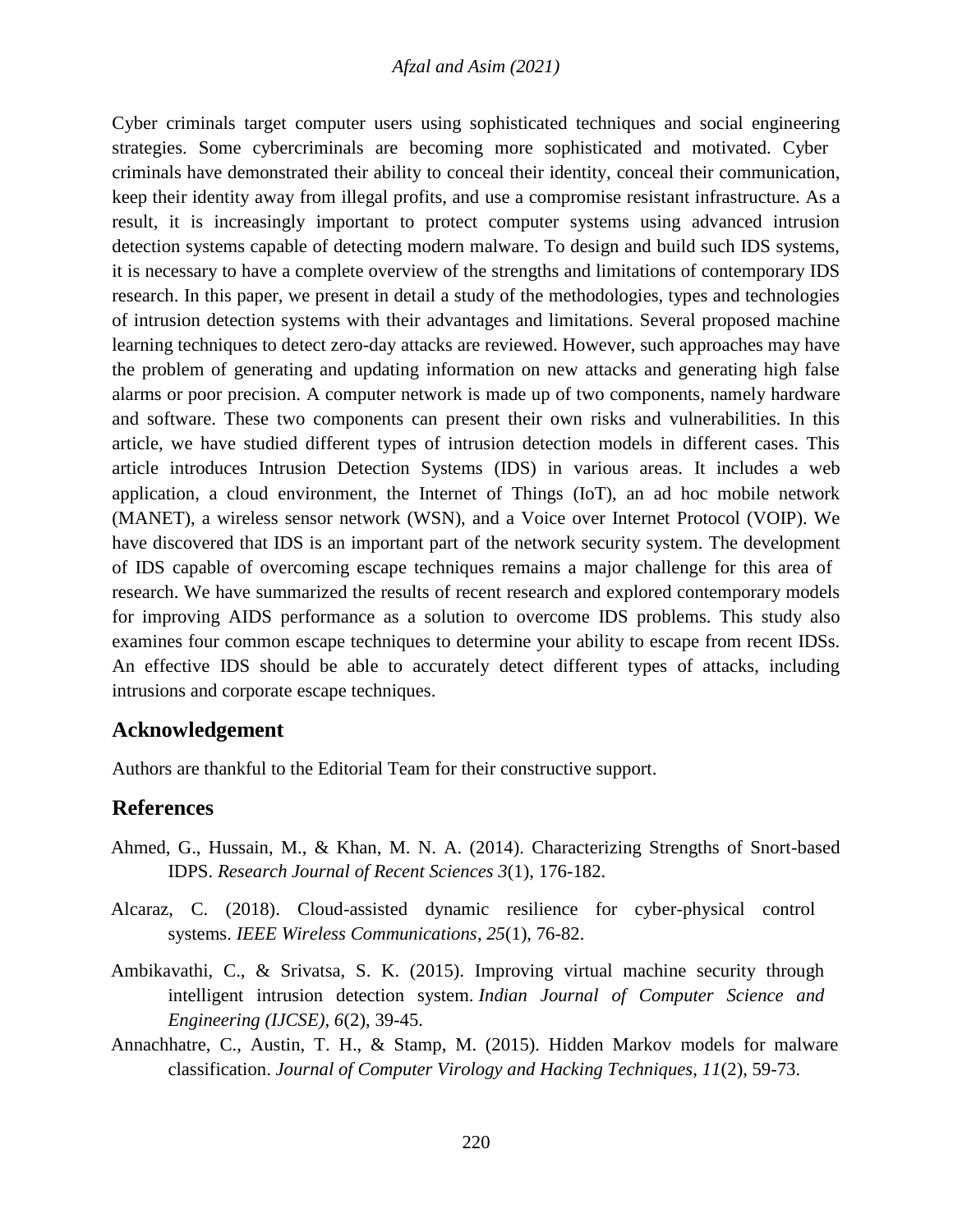Cyber criminals target computer users using sophisticated techniques and social engineering strategies. Some cybercriminals are becoming more sophisticated and motivated. Cyber criminals have demonstrated their ability to conceal their identity, conceal their communication, keep their identity away from illegal profits, and use a compromise resistant infrastructure. As a result, it is increasingly important to protect computer systems using advanced intrusion detection systems capable of detecting modern malware. To design and build such IDS systems, it is necessary to have a complete overview of the strengths and limitations of contemporary IDS research. In this paper, we present in detail a study of the methodologies, types and technologies of intrusion detection systems with their advantages and limitations. Several proposed machine learning techniques to detect zero-day attacks are reviewed. However, such approaches may have the problem of generating and updating information on new attacks and generating high false alarms or poor precision. A computer network is made up of two components, namely hardware and software. These two components can present their own risks and vulnerabilities. In this article, we have studied different types of intrusion detection models in different cases. This article introduces Intrusion Detection Systems (IDS) in various areas. It includes a web application, a cloud environment, the Internet of Things (IoT), an ad hoc mobile network (MANET), a wireless sensor network (WSN), and a Voice over Internet Protocol (VOIP). We have discovered that IDS is an important part of the network security system. The development of IDS capable of overcoming escape techniques remains a major challenge for this area of research. We have summarized the results of recent research and explored contemporary models for improving AIDS performance as a solution to overcome IDS problems. This study also examines four common escape techniques to determine your ability to escape from recent IDSs. An effective IDS should be able to accurately detect different types of attacks, including intrusions and corporate escape techniques.

## Acknowledgement

Authors are thankful to the Editorial Team for their constructive support.

## References

Ahmed, G., Hussain, M., & Khan, M. N. A. (2014). Characterizing Strengths of Snort-based IDPS. *Research Journal of Recent Sciences 3*(1), 176-182.

Alcaraz, C. (2018). Cloud-assisted dynamic resilience for cyber-physical control systems. *IEEE Wireless Communications*, *25*(1), 76-82.

Ambikavathi, C., & Srivatsa, S. K. (2015). Improving virtual machine security through intelligent intrusion detection system. *Indian Journal of Computer Science and Engineering (IJCSE)*, *6*(2), 39-45.

Annachhatre, C., Austin, T. H., & Stamp, M. (2015). Hidden Markov models for malware classification. *Journal of Computer Virology and Hacking Techniques*, *11*(2), 59-73.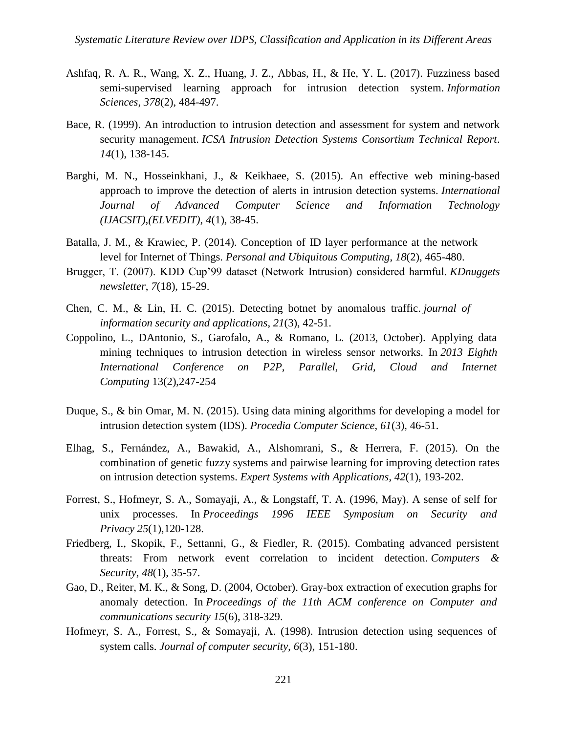Ashfaq, R. A. R., Wang, X. Z., Huang, J. Z., Abbas, H., & He, Y. L. (2017). Fuzziness based semi-supervised learning approach for intrusion detection system. *Information Sciences*, *378*(2), 484-497.

Bace, R. (1999). An introduction to intrusion detection and assessment for system and network security management. *ICSA Intrusion Detection Systems Consortium Technical Report*. *14*(1), 138-145.

Barghi, M. N., Hosseinkhani, J., & Keikhaee, S. (2015). An effective web mining-based approach to improve the detection of alerts in intrusion detection systems. *International Journal of Advanced Computer Science and Information Technology (IJACSIT),(ELVEDIT)*, *4*(1), 38-45.

Batalla, J. M., & Krawiec, P. (2014). Conception of ID layer performance at the network level for Internet of Things. *Personal and Ubiquitous Computing*, *18*(2), 465-480.

Brugger, T. (2007). KDD Cup'99 dataset (Network Intrusion) considered harmful. *KDnuggets newsletter*, *7*(18), 15-29.

Chen, C. M., & Lin, H. C. (2015). Detecting botnet by anomalous traffic. *journal of information security and applications*, *21*(3), 42-51.

Coppolino, L., DAntonio, S., Garofalo, A., & Romano, L. (2013, October). Applying data mining techniques to intrusion detection in wireless sensor networks. In *2013 Eighth International Conference on P2P, Parallel, Grid, Cloud and Internet Computing* 13(2),247-254

Duque, S., & bin Omar, M. N. (2015). Using data mining algorithms for developing a model for intrusion detection system (IDS). *Procedia Computer Science*, *61*(3), 46-51.

Elhag, S., Fernández, A., Bawakid, A., Alshomrani, S., & Herrera, F. (2015). On the combination of genetic fuzzy systems and pairwise learning for improving detection rates on intrusion detection systems. *Expert Systems with Applications*, *42*(1), 193-202.

Forrest, S., Hofmeyr, S. A., Somayaji, A., & Longstaff, T. A. (1996, May). A sense of self for unix processes. In *Proceedings 1996 IEEE Symposium on Security and Privacy 25*(1),120-128.

Friedberg, I., Skopik, F., Settanni, G., & Fiedler, R. (2015). Combating advanced persistent threats: From network event correlation to incident detection. *Computers & Security*, *48*(1), 35-57.

Gao, D., Reiter, M. K., & Song, D. (2004, October). Gray-box extraction of execution graphs for anomaly detection. In *Proceedings of the 11th ACM conference on Computer and communications security 15*(6), 318-329.

Hofmeyr, S. A., Forrest, S., & Somayaji, A. (1998). Intrusion detection using sequences of system calls. *Journal of computer security*, *6*(3), 151-180.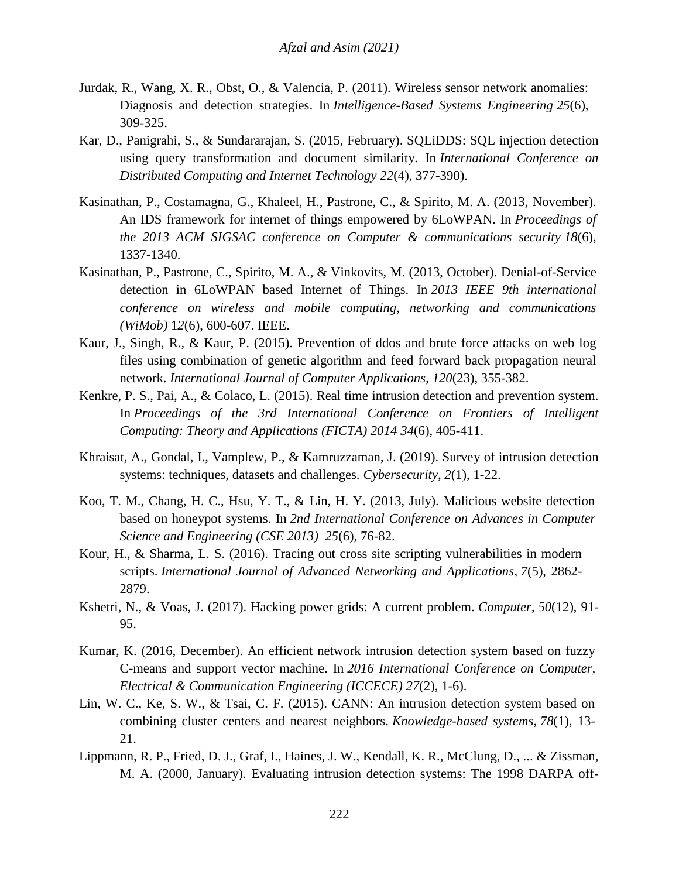Jurdak, R., Wang, X. R., Obst, O., & Valencia, P. (2011). Wireless sensor network anomalies: Diagnosis and detection strategies. In *Intelligence-Based Systems Engineering 25*(6), 309-325.

Kar, D., Panigrahi, S., & Sundararajan, S. (2015, February). SQLiDDS: SQL injection detection using query transformation and document similarity. In *International Conference on Distributed Computing and Internet Technology 22*(4), 377-390).

Kasinathan, P., Costamagna, G., Khaleel, H., Pastrone, C., & Spirito, M. A. (2013, November). An IDS framework for internet of things empowered by 6LoWPAN. In *Proceedings of the 2013 ACM SIGSAC conference on Computer & communications security 18*(6), 1337-1340.

Kasinathan, P., Pastrone, C., Spirito, M. A., & Vinkovits, M. (2013, October). Denial-of-Service detection in 6LoWPAN based Internet of Things. In *2013 IEEE 9th international conference on wireless and mobile computing, networking and communications (WiMob)* 12(6), 600-607. IEEE.

Kaur, J., Singh, R., & Kaur, P. (2015). Prevention of ddos and brute force attacks on web log files using combination of genetic algorithm and feed forward back propagation neural network. *International Journal of Computer Applications*, *120*(23), 355-382.

Kenkre, P. S., Pai, A., & Colaco, L. (2015). Real time intrusion detection and prevention system. In *Proceedings of the 3rd International Conference on Frontiers of Intelligent Computing: Theory and Applications (FICTA) 2014 34*(6), 405-411.

Khraisat, A., Gondal, I., Vamplew, P., & Kamruzzaman, J. (2019). Survey of intrusion detection systems: techniques, datasets and challenges. *Cybersecurity*, *2*(1), 1-22.

Koo, T. M., Chang, H. C., Hsu, Y. T., & Lin, H. Y. (2013, July). Malicious website detection based on honeypot systems. In *2nd International Conference on Advances in Computer Science and Engineering (CSE 2013) 25*(6), 76-82.

Kour, H., & Sharma, L. S. (2016). Tracing out cross site scripting vulnerabilities in modern scripts. *International Journal of Advanced Networking and Applications*, *7*(5), 2862-2879.

Kshetri, N., & Voas, J. (2017). Hacking power grids: A current problem. *Computer*, *50*(12), 91-95.

Kumar, K. (2016, December). An efficient network intrusion detection system based on fuzzy C-means and support vector machine. In *2016 International Conference on Computer, Electrical & Communication Engineering (ICCECE) 27*(2), 1-6).

Lin, W. C., Ke, S. W., & Tsai, C. F. (2015). CANN: An intrusion detection system based on combining cluster centers and nearest neighbors. *Knowledge-based systems*, *78*(1), 13-21.

Lippmann, R. P., Fried, D. J., Graf, I., Haines, J. W., Kendall, K. R., McClung, D., ... & Zissman, M. A. (2000, January). Evaluating intrusion detection systems: The 1998 DARPA off-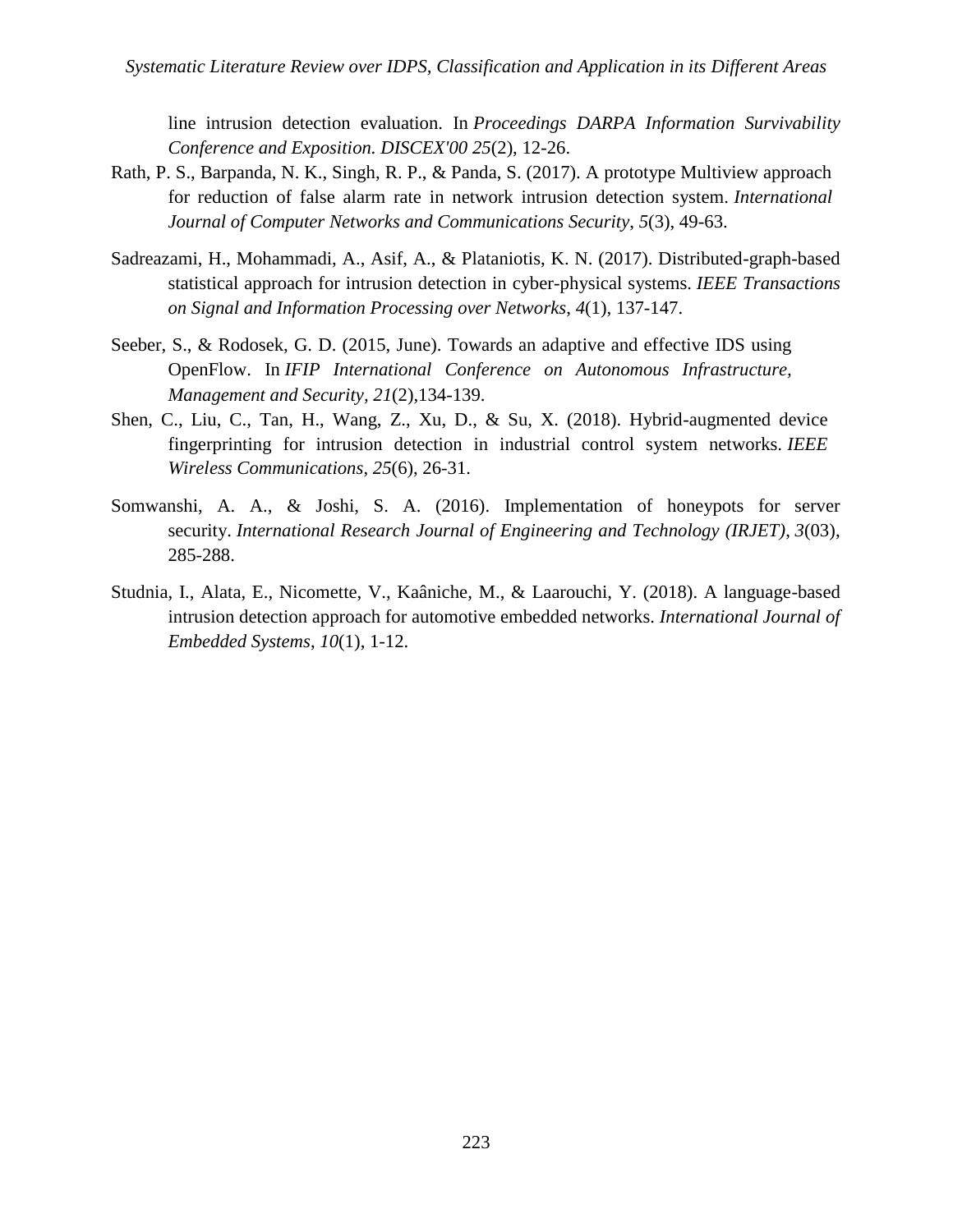line intrusion detection evaluation. In *Proceedings DARPA Information Survivability Conference and Exposition. DISCEX'00 25*(2), 12-26.

Rath, P. S., Barpanda, N. K., Singh, R. P., & Panda, S. (2017). A prototype Multiview approach for reduction of false alarm rate in network intrusion detection system. *International Journal of Computer Networks and Communications Security*, *5*(3), 49-63.

Sadreazami, H., Mohammadi, A., Asif, A., & Plataniotis, K. N. (2017). Distributed-graph-based statistical approach for intrusion detection in cyber-physical systems. *IEEE Transactions on Signal and Information Processing over Networks*, *4*(1), 137-147.

Seeber, S., & Rodosek, G. D. (2015, June). Towards an adaptive and effective IDS using OpenFlow. In *IFIP International Conference on Autonomous Infrastructure, Management and Security, 21*(2),134-139.

Shen, C., Liu, C., Tan, H., Wang, Z., Xu, D., & Su, X. (2018). Hybrid-augmented device fingerprinting for intrusion detection in industrial control system networks. *IEEE Wireless Communications*, *25*(6), 26-31.

Somwanshi, A. A., & Joshi, S. A. (2016). Implementation of honeypots for server security. *International Research Journal of Engineering and Technology (IRJET)*, *3*(03), 285-288.

Studnia, I., Alata, E., Nicomette, V., Kaâniche, M., & Laarouchi, Y. (2018). A language-based intrusion detection approach for automotive embedded networks. *International Journal of Embedded Systems*, *10*(1), 1-12.